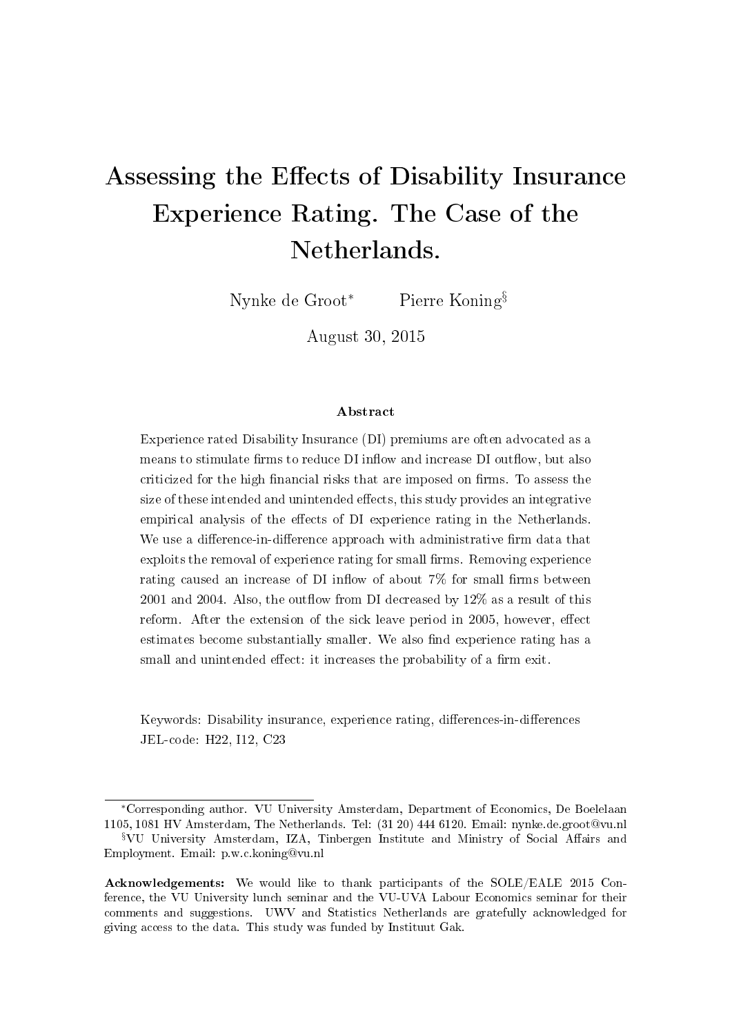# Assessing the Effects of Disability Insurance Experience Rating. The Case of the Netherlands.

Nynke de Groot[*] Pierre Koning[§]

August 30, 2015

## Abstract

Experience rated Disability Insurance (DI) premiums are often advocated as a means to stimulate firms to reduce DI inflow and increase DI outflow, but also criticized for the high financial risks that are imposed on firms. To assess the size of these intended and unintended effects, this study provides an integrative empirical analysis of the effects of DI experience rating in the Netherlands. We use a difference-in-difference approach with administrative firm data that exploits the removal of experience rating for small firms. Removing experience rating caused an increase of DI inflow of about 7% for small firms between 2001 and 2004. Also, the outflow from DI decreased by 12% as a result of this reform. After the extension of the sick leave period in 2005, however, effect estimates become substantially smaller. We also find experience rating has a small and unintended effect: it increases the probability of a firm exit.

Keywords: Disability insurance, experience rating, differences-in-differences
JEL-code: H22, I12, C23

---

[*]Corresponding author. VU University Amsterdam, Department of Economics, De Boelelaan 1105, 1081 HV Amsterdam, The Netherlands. Tel: (31 20) 444 6120. Email: nynke.de.groot@vu.nl

[§]VU University Amsterdam, IZA, Tinbergen Institute and Ministry of Social Affairs and Employment. Email: p.w.c.koning@vu.nl

**Acknowledgements:** We would like to thank participants of the SOLE/EALE 2015 Conference, the VU University lunch seminar and the VU-UVA Labour Economics seminar for their comments and suggestions. UWV and Statistics Netherlands are gratefully acknowledged for giving access to the data. This study was funded by Instituut Gak.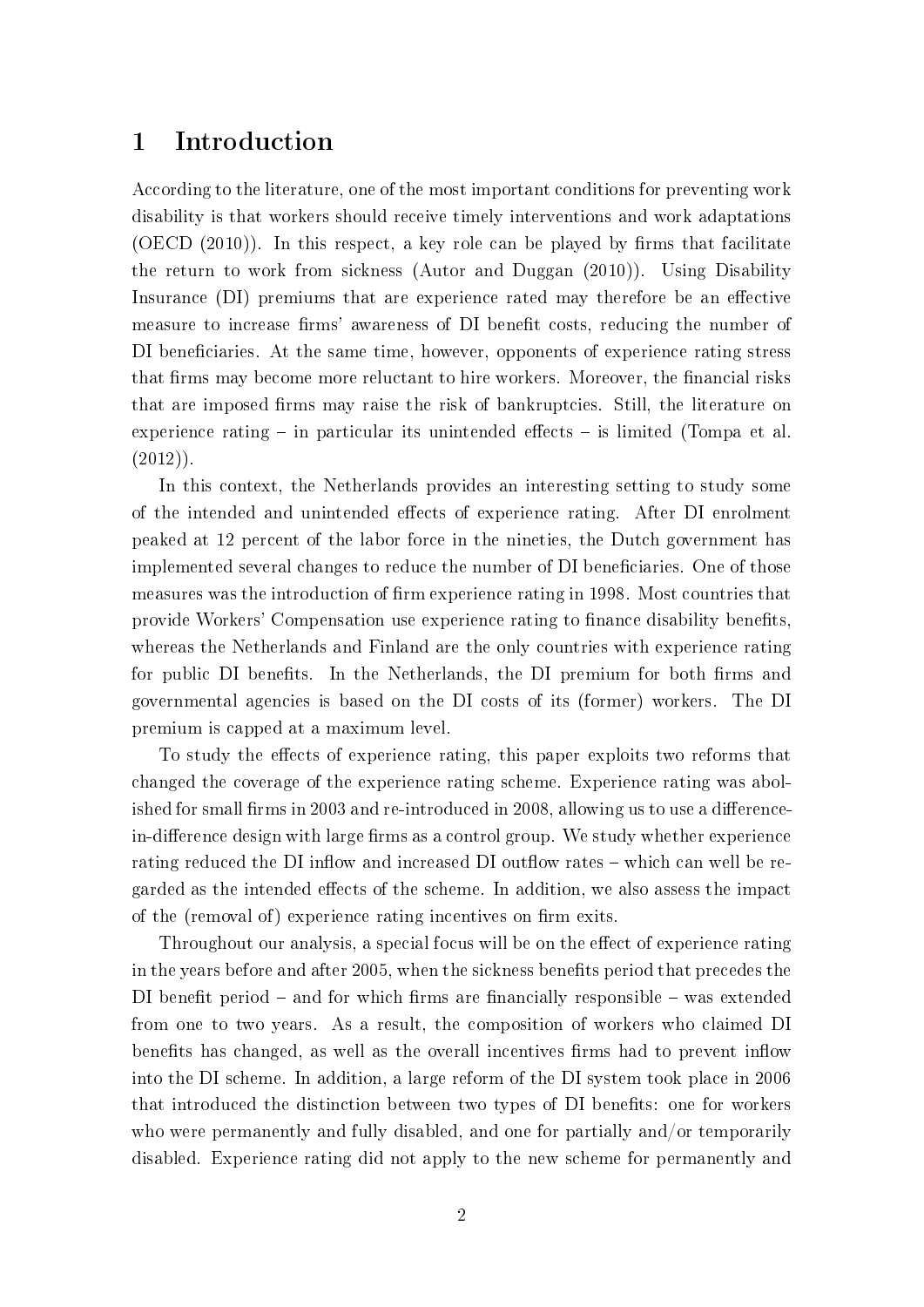# 1 Introduction

According to the literature, one of the most important conditions for preventing work disability is that workers should receive timely interventions and work adaptations (OECD (2010)). In this respect, a key role can be played by firms that facilitate the return to work from sickness (Autor and Duggan (2010)). Using Disability Insurance (DI) premiums that are experience rated may therefore be an effective measure to increase firms' awareness of DI benefit costs, reducing the number of DI beneficiaries. At the same time, however, opponents of experience rating stress that firms may become more reluctant to hire workers. Moreover, the financial risks that are imposed firms may raise the risk of bankruptcies. Still, the literature on experience rating – in particular its unintended effects – is limited (Tompa et al. (2012)).

In this context, the Netherlands provides an interesting setting to study some of the intended and unintended effects of experience rating. After DI enrolment peaked at 12 percent of the labor force in the nineties, the Dutch government has implemented several changes to reduce the number of DI beneficiaries. One of those measures was the introduction of firm experience rating in 1998. Most countries that provide Workers' Compensation use experience rating to finance disability benefits, whereas the Netherlands and Finland are the only countries with experience rating for public DI benefits. In the Netherlands, the DI premium for both firms and governmental agencies is based on the DI costs of its (former) workers. The DI premium is capped at a maximum level.

To study the effects of experience rating, this paper exploits two reforms that changed the coverage of the experience rating scheme. Experience rating was abolished for small firms in 2003 and re-introduced in 2008, allowing us to use a difference-in-difference design with large firms as a control group. We study whether experience rating reduced the DI inflow and increased DI outflow rates – which can well be regarded as the intended effects of the scheme. In addition, we also assess the impact of the (removal of) experience rating incentives on firm exits.

Throughout our analysis, a special focus will be on the effect of experience rating in the years before and after 2005, when the sickness benefits period that precedes the DI benefit period – and for which firms are financially responsible – was extended from one to two years. As a result, the composition of workers who claimed DI benefits has changed, as well as the overall incentives firms had to prevent inflow into the DI scheme. In addition, a large reform of the DI system took place in 2006 that introduced the distinction between two types of DI benefits: one for workers who were permanently and fully disabled, and one for partially and/or temporarily disabled. Experience rating did not apply to the new scheme for permanently and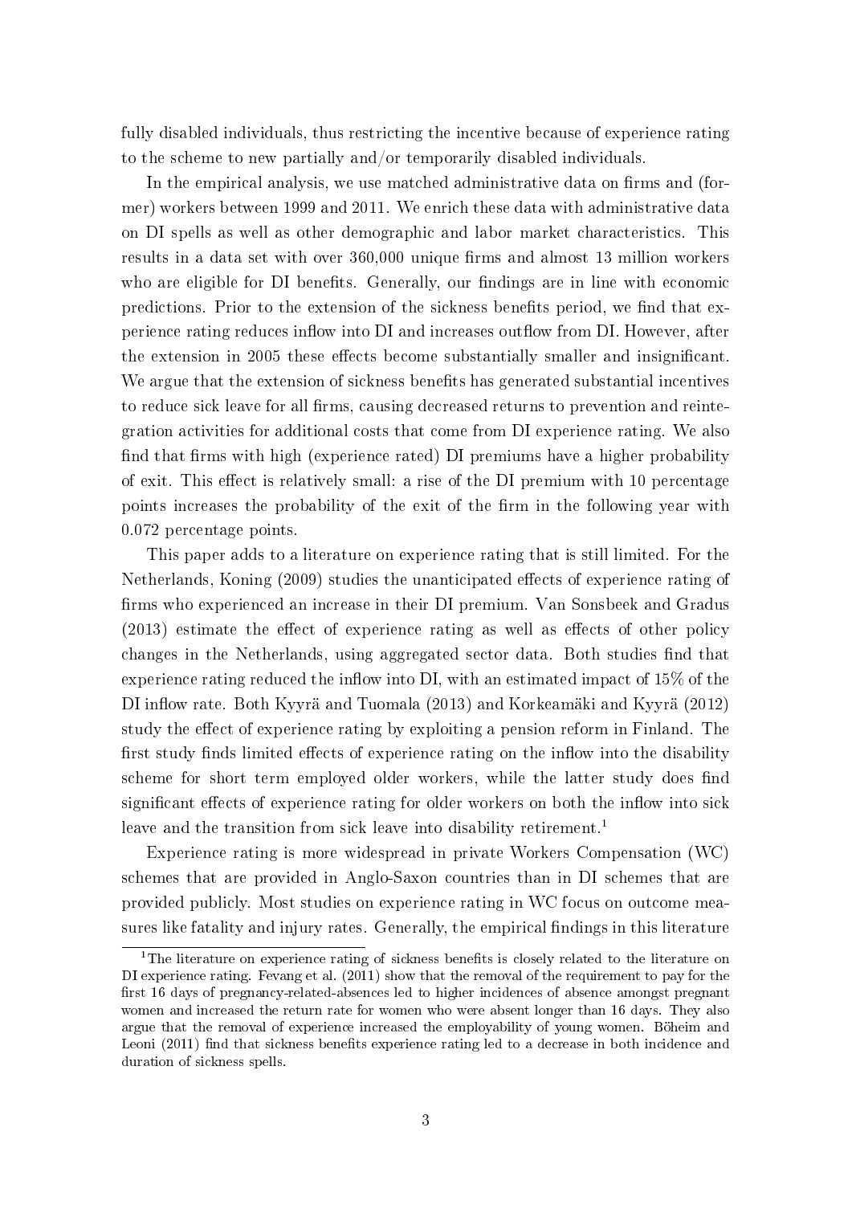fully disabled individuals, thus restricting the incentive because of experience rating to the scheme to new partially and/or temporarily disabled individuals.

In the empirical analysis, we use matched administrative data on firms and (former) workers between 1999 and 2011. We enrich these data with administrative data on DI spells as well as other demographic and labor market characteristics. This results in a data set with over 360,000 unique firms and almost 13 million workers who are eligible for DI benefits. Generally, our findings are in line with economic predictions. Prior to the extension of the sickness benefits period, we find that experience rating reduces inflow into DI and increases outflow from DI. However, after the extension in 2005 these effects become substantially smaller and insignificant. We argue that the extension of sickness benefits has generated substantial incentives to reduce sick leave for all firms, causing decreased returns to prevention and reintegration activities for additional costs that come from DI experience rating. We also find that firms with high (experience rated) DI premiums have a higher probability of exit. This effect is relatively small: a rise of the DI premium with 10 percentage points increases the probability of the exit of the firm in the following year with 0.072 percentage points.

This paper adds to a literature on experience rating that is still limited. For the Netherlands, Koning (2009) studies the unanticipated effects of experience rating of firms who experienced an increase in their DI premium. Van Sonsbeek and Gradus (2013) estimate the effect of experience rating as well as effects of other policy changes in the Netherlands, using aggregated sector data. Both studies find that experience rating reduced the inflow into DI, with an estimated impact of 15% of the DI inflow rate. Both Kyyrä and Tuomala (2013) and Korkeamäki and Kyyrä (2012) study the effect of experience rating by exploiting a pension reform in Finland. The first study finds limited effects of experience rating on the inflow into the disability scheme for short term employed older workers, while the latter study does find significant effects of experience rating for older workers on both the inflow into sick leave and the transition from sick leave into disability retirement.[1]

Experience rating is more widespread in private Workers Compensation (WC) schemes that are provided in Anglo-Saxon countries than in DI schemes that are provided publicly. Most studies on experience rating in WC focus on outcome measures like fatality and injury rates. Generally, the empirical findings in this literature

[1] The literature on experience rating of sickness benefits is closely related to the literature on DI experience rating. Fevang et al. (2011) show that the removal of the requirement to pay for the first 16 days of pregnancy-related-absences led to higher incidences of absence amongst pregnant women and increased the return rate for women who were absent longer than 16 days. They also argue that the removal of experience increased the employability of young women. Böheim and Leoni (2011) find that sickness benefits experience rating led to a decrease in both incidence and duration of sickness spells.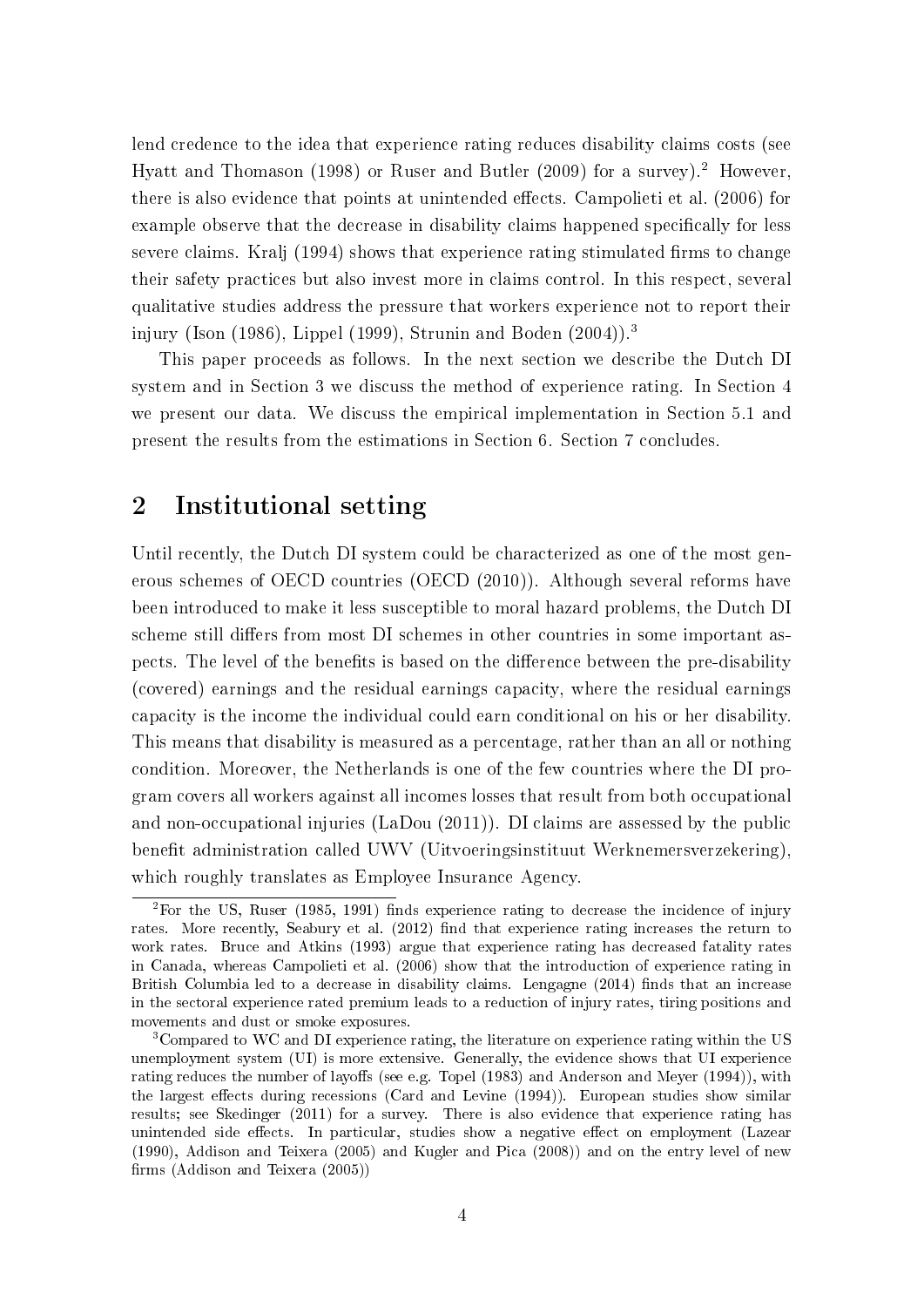lend credence to the idea that experience rating reduces disability claims costs (see Hyatt and Thomason (1998) or Ruser and Butler (2009) for a survey).[2] However, there is also evidence that points at unintended effects. Campolieti et al. (2006) for example observe that the decrease in disability claims happened specifically for less severe claims. Kralj (1994) shows that experience rating stimulated firms to change their safety practices but also invest more in claims control. In this respect, several qualitative studies address the pressure that workers experience not to report their injury (Ison (1986), Lippel (1999), Strunin and Boden (2004)).[3]

This paper proceeds as follows. In the next section we describe the Dutch DI system and in Section 3 we discuss the method of experience rating. In Section 4 we present our data. We discuss the empirical implementation in Section 5.1 and present the results from the estimations in Section 6. Section 7 concludes.

## 2 Institutional setting

Until recently, the Dutch DI system could be characterized as one of the most generous schemes of OECD countries (OECD (2010)). Although several reforms have been introduced to make it less susceptible to moral hazard problems, the Dutch DI scheme still differs from most DI schemes in other countries in some important aspects. The level of the benefits is based on the difference between the pre-disability (covered) earnings and the residual earnings capacity, where the residual earnings capacity is the income the individual could earn conditional on his or her disability. This means that disability is measured as a percentage, rather than an all or nothing condition. Moreover, the Netherlands is one of the few countries where the DI program covers all workers against all incomes losses that result from both occupational and non-occupational injuries (LaDou (2011)). DI claims are assessed by the public benefit administration called UWV (Uitvoeringsinstituut Werknemersverzekering), which roughly translates as Employee Insurance Agency.

[2] For the US, Ruser (1985, 1991) finds experience rating to decrease the incidence of injury rates. More recently, Seabury et al. (2012) find that experience rating increases the return to work rates. Bruce and Atkins (1993) argue that experience rating has decreased fatality rates in Canada, whereas Campolieti et al. (2006) show that the introduction of experience rating in British Columbia led to a decrease in disability claims. Lengagne (2014) finds that an increase in the sectoral experience rated premium leads to a reduction of injury rates, tiring positions and movements and dust or smoke exposures.

[3] Compared to WC and DI experience rating, the literature on experience rating within the US unemployment system (UI) is more extensive. Generally, the evidence shows that UI experience rating reduces the number of layoffs (see e.g. Topel (1983) and Anderson and Meyer (1994)), with the largest effects during recessions (Card and Levine (1994)). European studies show similar results; see Skedinger (2011) for a survey. There is also evidence that experience rating has unintended side effects. In particular, studies show a negative effect on employment (Lazear (1990), Addison and Teixera (2005) and Kugler and Pica (2008)) and on the entry level of new firms (Addison and Teixera (2005))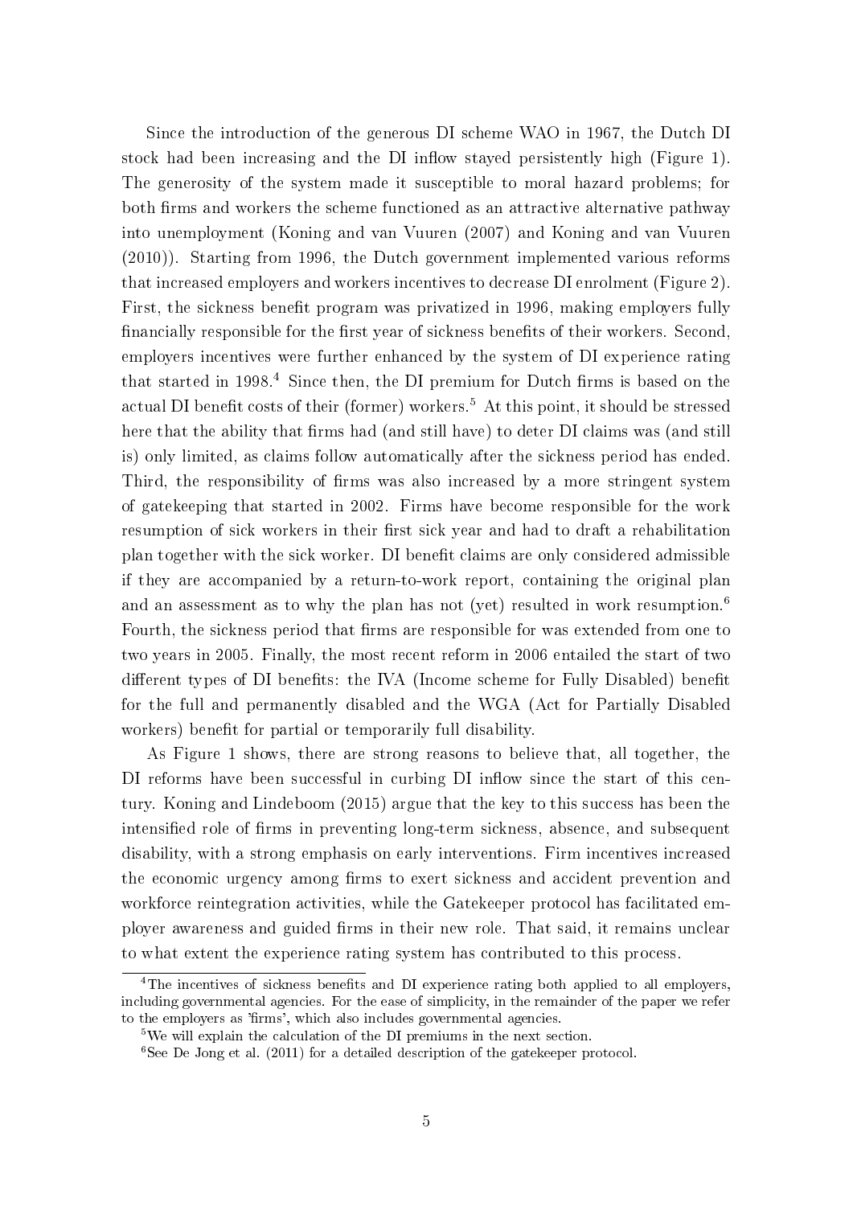Since the introduction of the generous DI scheme WAO in 1967, the Dutch DI stock had been increasing and the DI inflow stayed persistently high (Figure 1). The generosity of the system made it susceptible to moral hazard problems; for both firms and workers the scheme functioned as an attractive alternative pathway into unemployment (Koning and van Vuuren (2007) and Koning and van Vuuren (2010)). Starting from 1996, the Dutch government implemented various reforms that increased employers and workers incentives to decrease DI enrolment (Figure 2). First, the sickness benefit program was privatized in 1996, making employers fully financially responsible for the first year of sickness benefits of their workers. Second, employers incentives were further enhanced by the system of DI experience rating that started in 1998.[4] Since then, the DI premium for Dutch firms is based on the actual DI benefit costs of their (former) workers.[5] At this point, it should be stressed here that the ability that firms had (and still have) to deter DI claims was (and still is) only limited, as claims follow automatically after the sickness period has ended. Third, the responsibility of firms was also increased by a more stringent system of gatekeeping that started in 2002. Firms have become responsible for the work resumption of sick workers in their first sick year and had to draft a rehabilitation plan together with the sick worker. DI benefit claims are only considered admissible if they are accompanied by a return-to-work report, containing the original plan and an assessment as to why the plan has not (yet) resulted in work resumption.[6] Fourth, the sickness period that firms are responsible for was extended from one to two years in 2005. Finally, the most recent reform in 2006 entailed the start of two different types of DI benefits: the IVA (Income scheme for Fully Disabled) benefit for the full and permanently disabled and the WGA (Act for Partially Disabled workers) benefit for partial or temporarily full disability.

As Figure 1 shows, there are strong reasons to believe that, all together, the DI reforms have been successful in curbing DI inflow since the start of this century. Koning and Lindeboom (2015) argue that the key to this success has been the intensified role of firms in preventing long-term sickness, absence, and subsequent disability, with a strong emphasis on early interventions. Firm incentives increased the economic urgency among firms to exert sickness and accident prevention and workforce reintegration activities, while the Gatekeeper protocol has facilitated employer awareness and guided firms in their new role. That said, it remains unclear to what extent the experience rating system has contributed to this process.

[4] The incentives of sickness benefits and DI experience rating both applied to all employers, including governmental agencies. For the ease of simplicity, in the remainder of the paper we refer to the employers as 'firms', which also includes governmental agencies.

[5] We will explain the calculation of the DI premiums in the next section.

[6] See De Jong et al. (2011) for a detailed description of the gatekeeper protocol.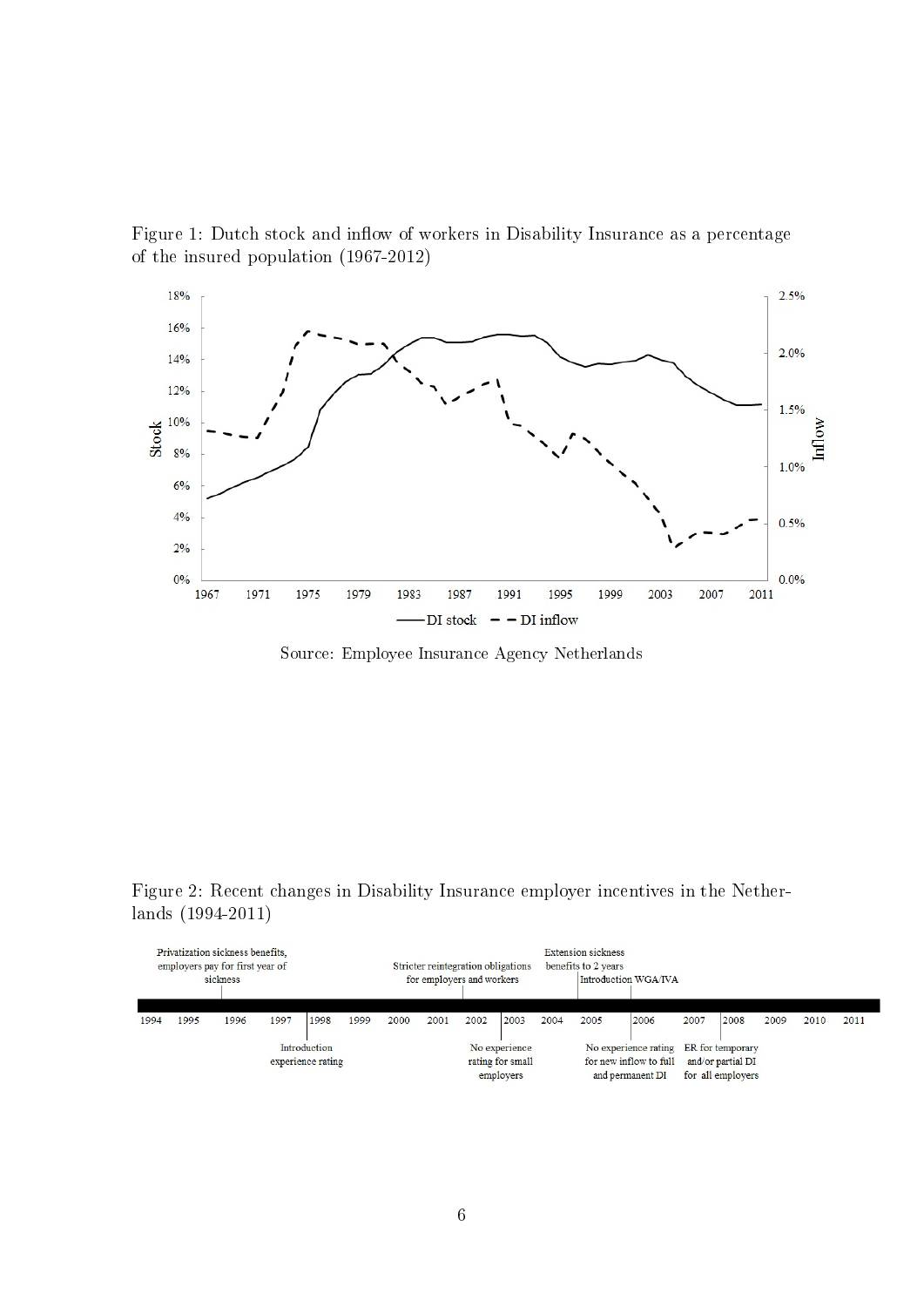Figure 1: Dutch stock and inflow of workers in Disability Insurance as a percentage of the insured population (1967-2012)

Source: Employee Insurance Agency Netherlands

Figure 2: Recent changes in Disability Insurance employer incentives in the Netherlands (1994-2011)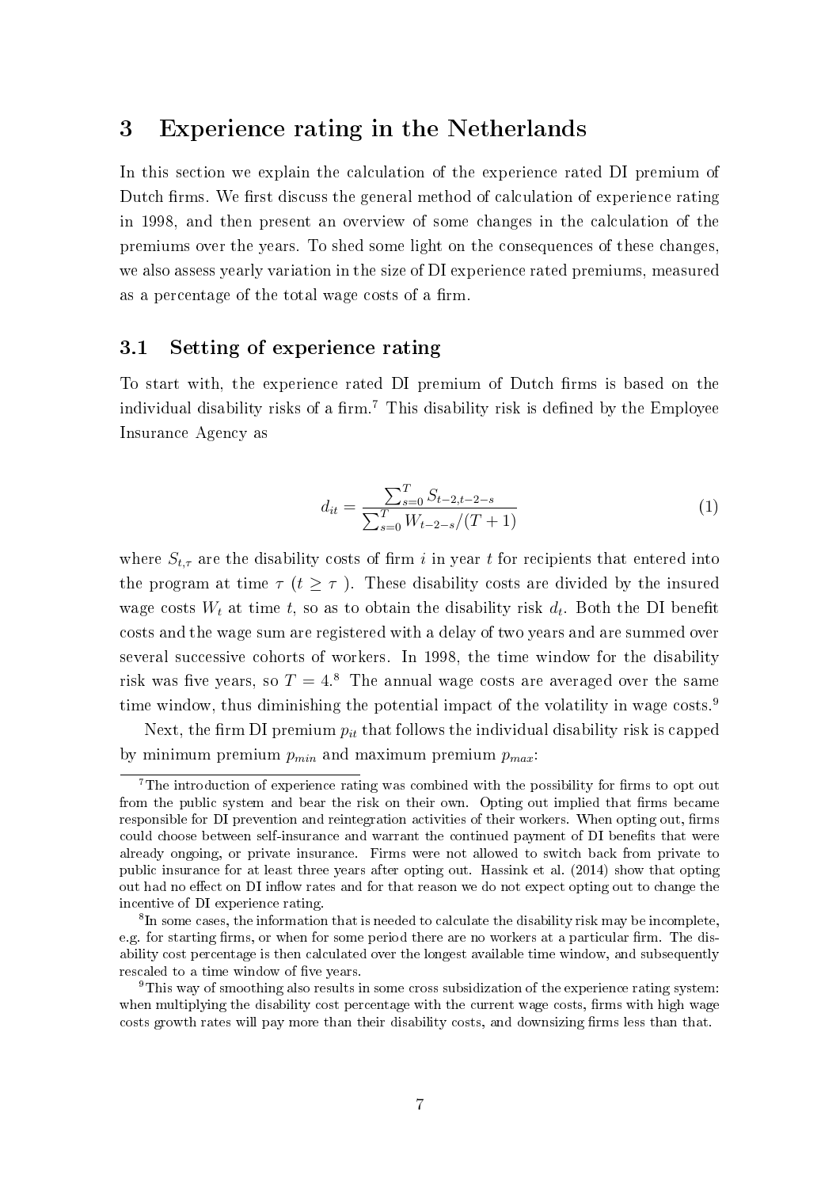# 3 Experience rating in the Netherlands

In this section we explain the calculation of the experience rated DI premium of Dutch firms. We first discuss the general method of calculation of experience rating in 1998, and then present an overview of some changes in the calculation of the premiums over the years. To shed some light on the consequences of these changes, we also assess yearly variation in the size of DI experience rated premiums, measured as a percentage of the total wage costs of a firm.

## 3.1 Setting of experience rating

To start with, the experience rated DI premium of Dutch firms is based on the individual disability risks of a firm.[7] This disability risk is defined by the Employee Insurance Agency as

$$d_{it} = \frac{\sum_{s=0}^{T} S_{t-2,t-2-s}}{\sum_{s=0}^{T} W_{t-2-s}/(T+1)} \tag{1}$$

where $S_{t,\tau}$ are the disability costs of firm $i$ in year $t$ for recipients that entered into the program at time $\tau$ ($t \geq \tau$ ). These disability costs are divided by the insured wage costs $W_t$ at time $t$, so as to obtain the disability risk $d_t$. Both the DI benefit costs and the wage sum are registered with a delay of two years and are summed over several successive cohorts of workers. In 1998, the time window for the disability risk was five years, so $T = 4$.[8] The annual wage costs are averaged over the same time window, thus diminishing the potential impact of the volatility in wage costs.[9]

Next, the firm DI premium $p_{it}$ that follows the individual disability risk is capped by minimum premium $p_{min}$ and maximum premium $p_{max}$:

---

[7] The introduction of experience rating was combined with the possibility for firms to opt out from the public system and bear the risk on their own. Opting out implied that firms became responsible for DI prevention and reintegration activities of their workers. When opting out, firms could choose between self-insurance and warrant the continued payment of DI benefits that were already ongoing, or private insurance. Firms were not allowed to switch back from private to public insurance for at least three years after opting out. Hassink et al. (2014) show that opting out had no effect on DI inflow rates and for that reason we do not expect opting out to change the incentive of DI experience rating.

[8] In some cases, the information that is needed to calculate the disability risk may be incomplete, e.g. for starting firms, or when for some period there are no workers at a particular firm. The disability cost percentage is then calculated over the longest available time window, and subsequently rescaled to a time window of five years.

[9] This way of smoothing also results in some cross subsidization of the experience rating system: when multiplying the disability cost percentage with the current wage costs, firms with high wage costs growth rates will pay more than their disability costs, and downsizing firms less than that.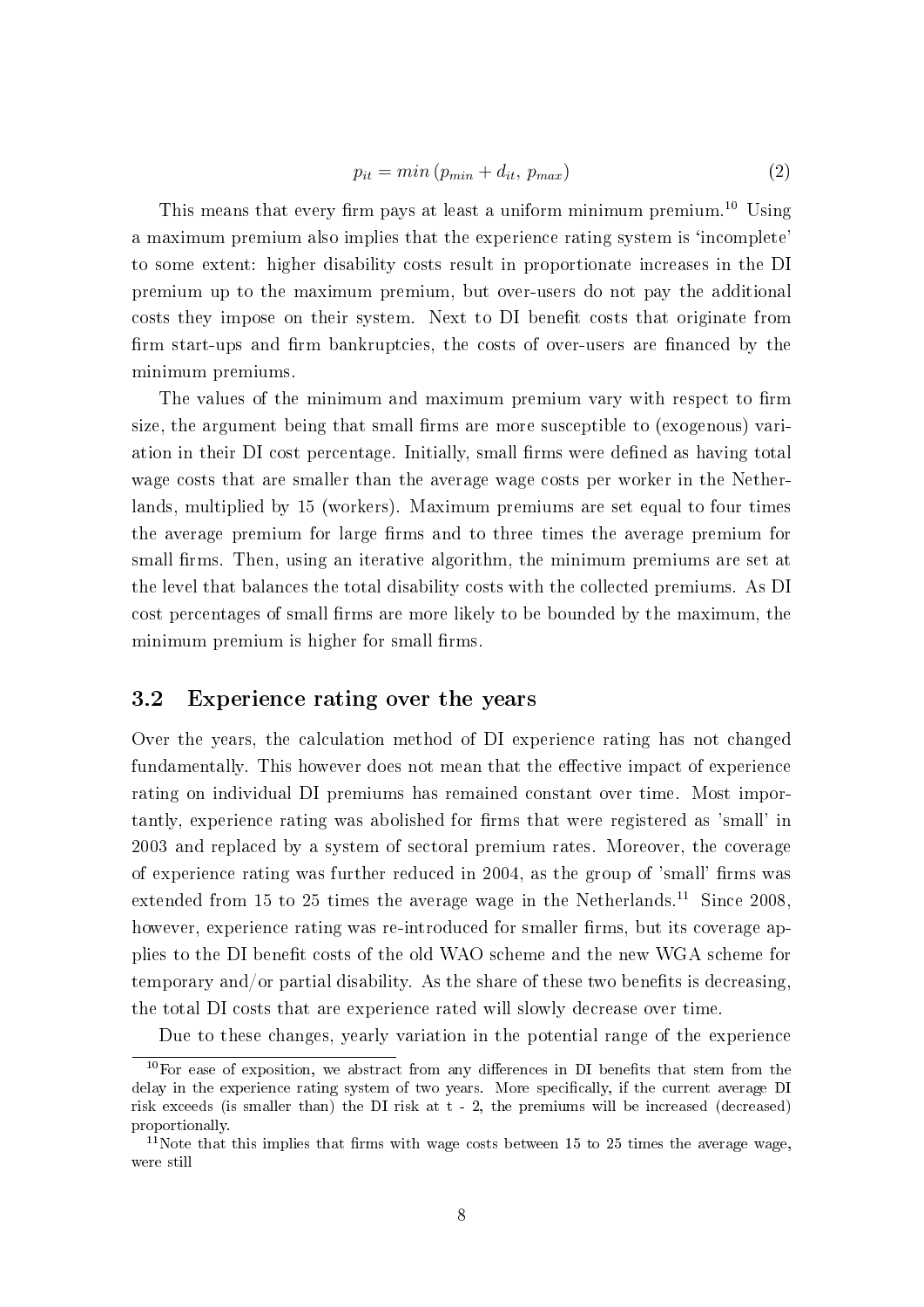$$p_{it} = min\left(p_{min} + d_{it},\, p_{max}\right) \tag{2}$$

This means that every firm pays at least a uniform minimum premium.[10] Using a maximum premium also implies that the experience rating system is 'incomplete' to some extent: higher disability costs result in proportionate increases in the DI premium up to the maximum premium, but over-users do not pay the additional costs they impose on their system. Next to DI benefit costs that originate from firm start-ups and firm bankruptcies, the costs of over-users are financed by the minimum premiums.

The values of the minimum and maximum premium vary with respect to firm size, the argument being that small firms are more susceptible to (exogenous) variation in their DI cost percentage. Initially, small firms were defined as having total wage costs that are smaller than the average wage costs per worker in the Netherlands, multiplied by 15 (workers). Maximum premiums are set equal to four times the average premium for large firms and to three times the average premium for small firms. Then, using an iterative algorithm, the minimum premiums are set at the level that balances the total disability costs with the collected premiums. As DI cost percentages of small firms are more likely to be bounded by the maximum, the minimum premium is higher for small firms.

## 3.2 Experience rating over the years

Over the years, the calculation method of DI experience rating has not changed fundamentally. This however does not mean that the effective impact of experience rating on individual DI premiums has remained constant over time. Most importantly, experience rating was abolished for firms that were registered as 'small' in 2003 and replaced by a system of sectoral premium rates. Moreover, the coverage of experience rating was further reduced in 2004, as the group of 'small' firms was extended from 15 to 25 times the average wage in the Netherlands.[11] Since 2008, however, experience rating was re-introduced for smaller firms, but its coverage applies to the DI benefit costs of the old WAO scheme and the new WGA scheme for temporary and/or partial disability. As the share of these two benefits is decreasing, the total DI costs that are experience rated will slowly decrease over time.

Due to these changes, yearly variation in the potential range of the experience

[10] For ease of exposition, we abstract from any differences in DI benefits that stem from the delay in the experience rating system of two years. More specifically, if the current average DI risk exceeds (is smaller than) the DI risk at t - 2, the premiums will be increased (decreased) proportionally.

[11] Note that this implies that firms with wage costs between 15 to 25 times the average wage, were still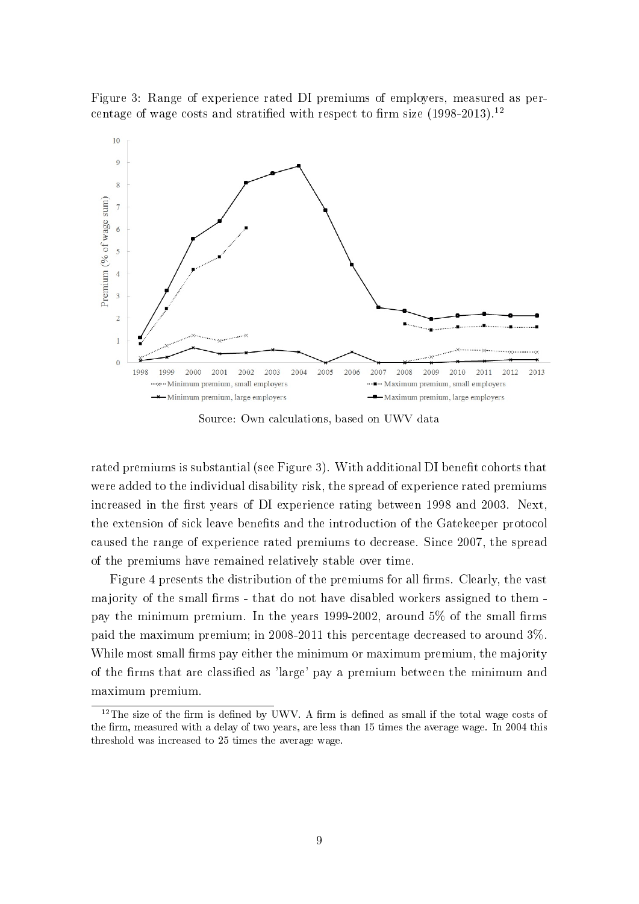Figure 3: Range of experience rated DI premiums of employers, measured as percentage of wage costs and stratified with respect to firm size (1998-2013).[12]

Source: Own calculations, based on UWV data

rated premiums is substantial (see Figure 3). With additional DI benefit cohorts that were added to the individual disability risk, the spread of experience rated premiums increased in the first years of DI experience rating between 1998 and 2003. Next, the extension of sick leave benefits and the introduction of the Gatekeeper protocol caused the range of experience rated premiums to decrease. Since 2007, the spread of the premiums have remained relatively stable over time.

Figure 4 presents the distribution of the premiums for all firms. Clearly, the vast majority of the small firms - that do not have disabled workers assigned to them - pay the minimum premium. In the years 1999-2002, around 5% of the small firms paid the maximum premium; in 2008-2011 this percentage decreased to around 3%. While most small firms pay either the minimum or maximum premium, the majority of the firms that are classified as 'large' pay a premium between the minimum and maximum premium.

[12] The size of the firm is defined by UWV. A firm is defined as small if the total wage costs of the firm, measured with a delay of two years, are less than 15 times the average wage. In 2004 this threshold was increased to 25 times the average wage.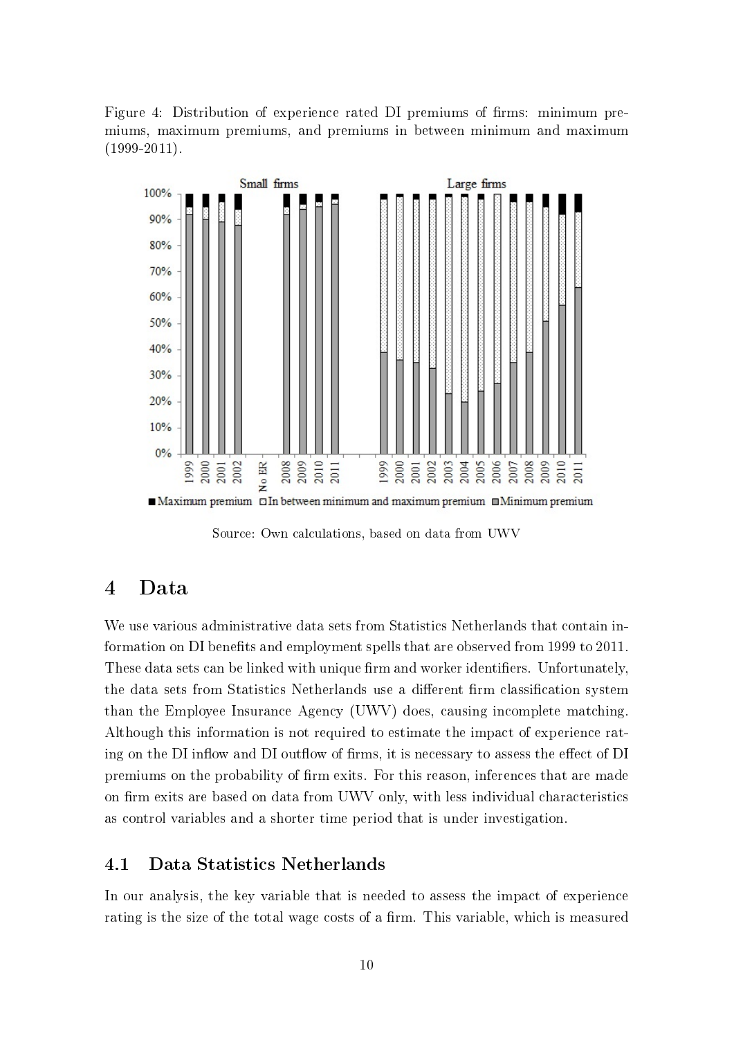Figure 4: Distribution of experience rated DI premiums of firms: minimum premiums, maximum premiums, and premiums in between minimum and maximum (1999-2011).

Source: Own calculations, based on data from UWV

# 4 Data

We use various administrative data sets from Statistics Netherlands that contain information on DI benefits and employment spells that are observed from 1999 to 2011. These data sets can be linked with unique firm and worker identifiers. Unfortunately, the data sets from Statistics Netherlands use a different firm classification system than the Employee Insurance Agency (UWV) does, causing incomplete matching. Although this information is not required to estimate the impact of experience rating on the DI inflow and DI outflow of firms, it is necessary to assess the effect of DI premiums on the probability of firm exits. For this reason, inferences that are made on firm exits are based on data from UWV only, with less individual characteristics as control variables and a shorter time period that is under investigation.

## 4.1 Data Statistics Netherlands

In our analysis, the key variable that is needed to assess the impact of experience rating is the size of the total wage costs of a firm. This variable, which is measured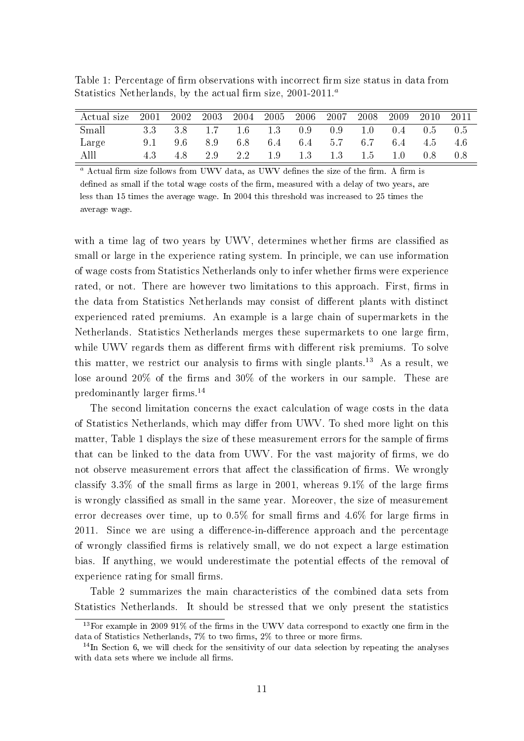Table 1: Percentage of firm observations with incorrect firm size status in data from Statistics Netherlands, by the actual firm size, 2001-2011.[a]

| Actual size | 2001 | 2002 | 2003 | 2004 | 2005 | 2006 | 2007 | 2008 | 2009 | 2010 | 2011 |
|---|---|---|---|---|---|---|---|---|---|---|---|
| Small | 3.3 | 3.8 | 1.7 | 1.6 | 1.3 | 0.9 | 0.9 | 1.0 | 0.4 | 0.5 | 0.5 |
| Large | 9.1 | 9.6 | 8.9 | 6.8 | 6.4 | 6.4 | 5.7 | 6.7 | 6.4 | 4.5 | 4.6 |
| Alll | 4.3 | 4.8 | 2.9 | 2.2 | 1.9 | 1.3 | 1.3 | 1.5 | 1.0 | 0.8 | 0.8 |

[a] Actual firm size follows from UWV data, as UWV defines the size of the firm. A firm is defined as small if the total wage costs of the firm, measured with a delay of two years, are less than 15 times the average wage. In 2004 this threshold was increased to 25 times the average wage.

with a time lag of two years by UWV, determines whether firms are classified as small or large in the experience rating system. In principle, we can use information of wage costs from Statistics Netherlands only to infer whether firms were experience rated, or not. There are however two limitations to this approach. First, firms in the data from Statistics Netherlands may consist of different plants with distinct experienced rated premiums. An example is a large chain of supermarkets in the Netherlands. Statistics Netherlands merges these supermarkets to one large firm, while UWV regards them as different firms with different risk premiums. To solve this matter, we restrict our analysis to firms with single plants.[13] As a result, we lose around 20% of the firms and 30% of the workers in our sample. These are predominantly larger firms.[14]

The second limitation concerns the exact calculation of wage costs in the data of Statistics Netherlands, which may differ from UWV. To shed more light on this matter, Table 1 displays the size of these measurement errors for the sample of firms that can be linked to the data from UWV. For the vast majority of firms, we do not observe measurement errors that affect the classification of firms. We wrongly classify 3.3% of the small firms as large in 2001, whereas 9.1% of the large firms is wrongly classified as small in the same year. Moreover, the size of measurement error decreases over time, up to 0.5% for small firms and 4.6% for large firms in 2011. Since we are using a difference-in-difference approach and the percentage of wrongly classified firms is relatively small, we do not expect a large estimation bias. If anything, we would underestimate the potential effects of the removal of experience rating for small firms.

Table 2 summarizes the main characteristics of the combined data sets from Statistics Netherlands. It should be stressed that we only present the statistics

[13] For example in 2009 91% of the firms in the UWV data correspond to exactly one firm in the data of Statistics Netherlands, 7% to two firms, 2% to three or more firms.

[14] In Section 6, we will check for the sensitivity of our data selection by repeating the analyses with data sets where we include all firms.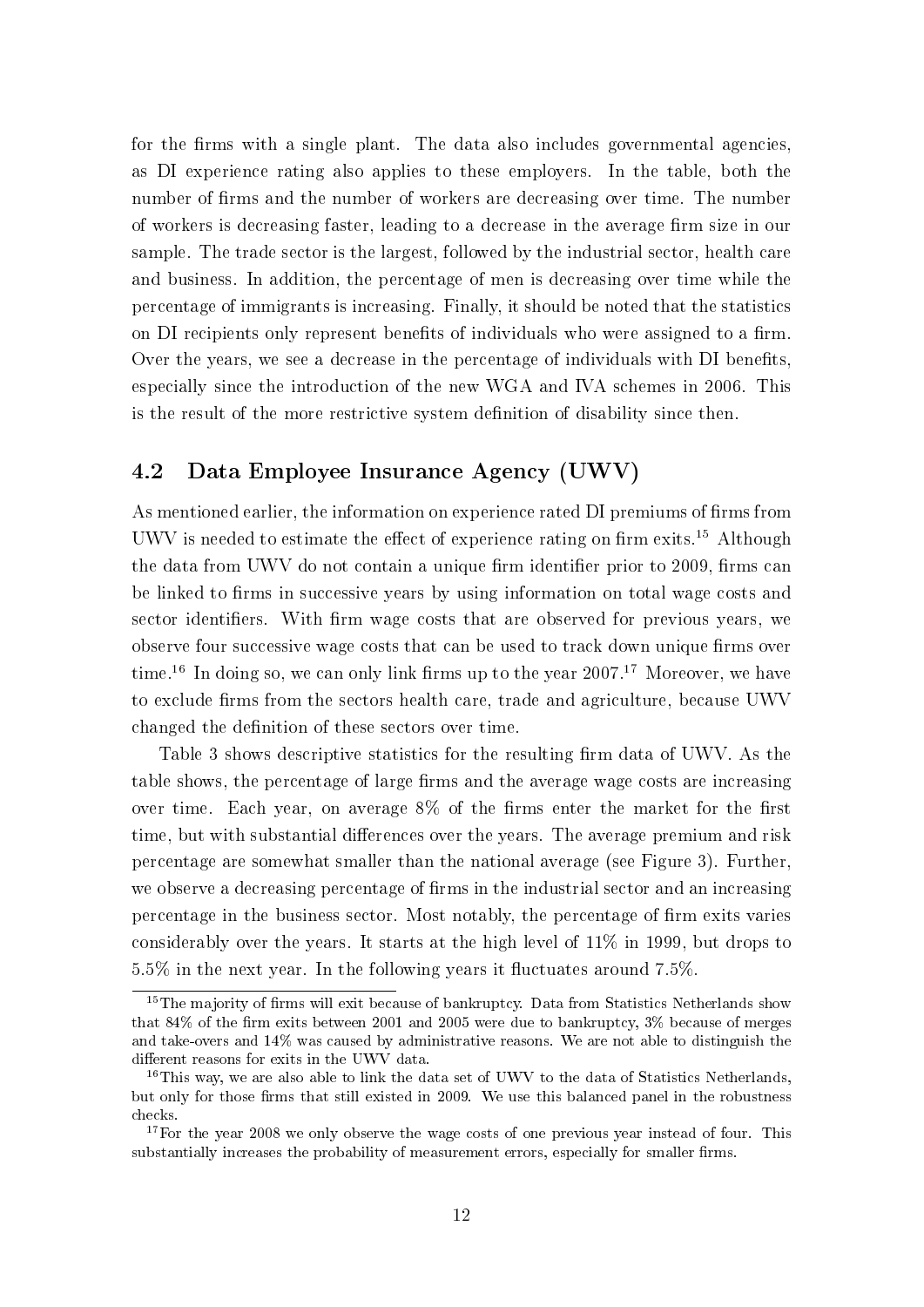for the firms with a single plant. The data also includes governmental agencies, as DI experience rating also applies to these employers. In the table, both the number of firms and the number of workers are decreasing over time. The number of workers is decreasing faster, leading to a decrease in the average firm size in our sample. The trade sector is the largest, followed by the industrial sector, health care and business. In addition, the percentage of men is decreasing over time while the percentage of immigrants is increasing. Finally, it should be noted that the statistics on DI recipients only represent benefits of individuals who were assigned to a firm. Over the years, we see a decrease in the percentage of individuals with DI benefits, especially since the introduction of the new WGA and IVA schemes in 2006. This is the result of the more restrictive system definition of disability since then.

## 4.2 Data Employee Insurance Agency (UWV)

As mentioned earlier, the information on experience rated DI premiums of firms from UWV is needed to estimate the effect of experience rating on firm exits.[15] Although the data from UWV do not contain a unique firm identifier prior to 2009, firms can be linked to firms in successive years by using information on total wage costs and sector identifiers. With firm wage costs that are observed for previous years, we observe four successive wage costs that can be used to track down unique firms over time.[16] In doing so, we can only link firms up to the year 2007.[17] Moreover, we have to exclude firms from the sectors health care, trade and agriculture, because UWV changed the definition of these sectors over time.

Table 3 shows descriptive statistics for the resulting firm data of UWV. As the table shows, the percentage of large firms and the average wage costs are increasing over time. Each year, on average 8% of the firms enter the market for the first time, but with substantial differences over the years. The average premium and risk percentage are somewhat smaller than the national average (see Figure 3). Further, we observe a decreasing percentage of firms in the industrial sector and an increasing percentage in the business sector. Most notably, the percentage of firm exits varies considerably over the years. It starts at the high level of 11% in 1999, but drops to 5.5% in the next year. In the following years it fluctuates around 7.5%.

[15] The majority of firms will exit because of bankruptcy. Data from Statistics Netherlands show that 84% of the firm exits between 2001 and 2005 were due to bankruptcy, 3% because of merges and take-overs and 14% was caused by administrative reasons. We are not able to distinguish the different reasons for exits in the UWV data.

[16] This way, we are also able to link the data set of UWV to the data of Statistics Netherlands, but only for those firms that still existed in 2009. We use this balanced panel in the robustness checks.

[17] For the year 2008 we only observe the wage costs of one previous year instead of four. This substantially increases the probability of measurement errors, especially for smaller firms.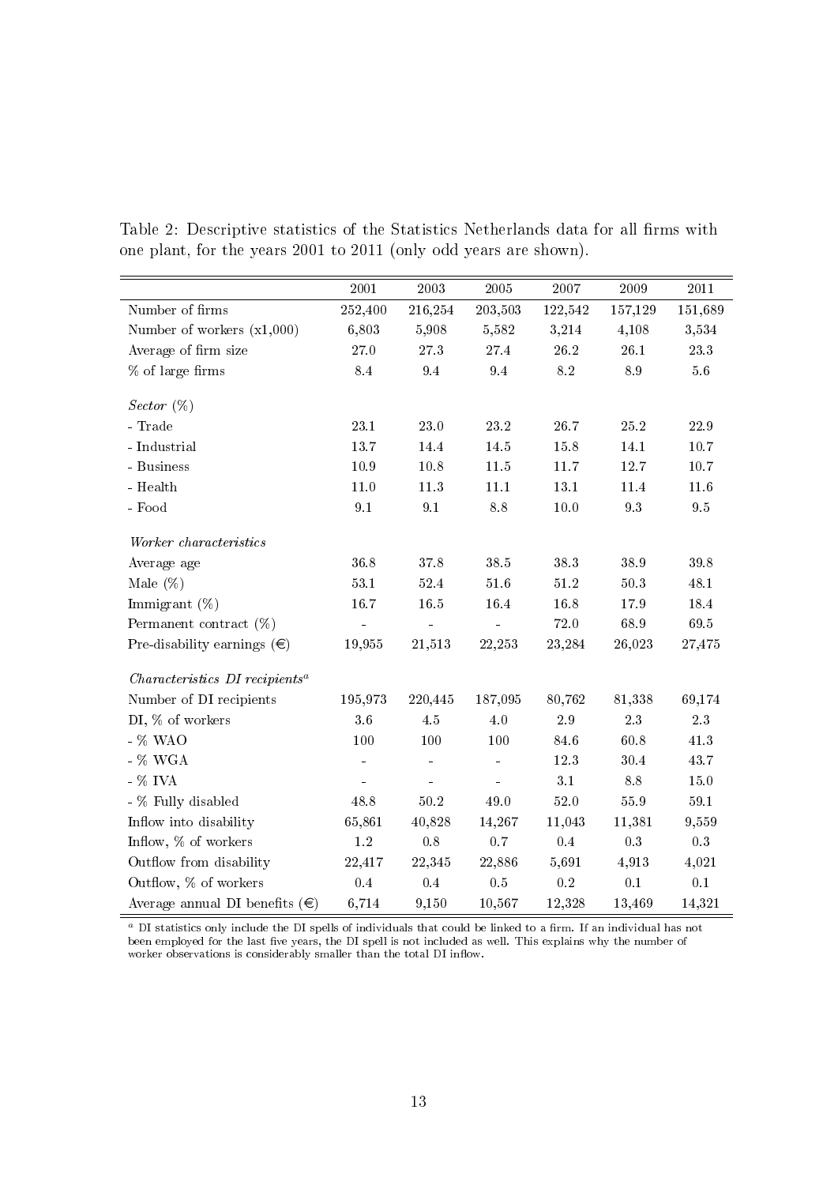Table 2: Descriptive statistics of the Statistics Netherlands data for all firms with one plant, for the years 2001 to 2011 (only odd years are shown).

| | 2001 | 2003 | 2005 | 2007 | 2009 | 2011 |
|---|---|---|---|---|---|---|
| Number of firms | 252,400 | 216,254 | 203,503 | 122,542 | 157,129 | 151,689 |
| Number of workers (x1,000) | 6,803 | 5,908 | 5,582 | 3,214 | 4,108 | 3,534 |
| Average of firm size | 27.0 | 27.3 | 27.4 | 26.2 | 26.1 | 23.3 |
| % of large firms | 8.4 | 9.4 | 9.4 | 8.2 | 8.9 | 5.6 |
| *Sector* (%) | | | | | | |
| - Trade | 23.1 | 23.0 | 23.2 | 26.7 | 25.2 | 22.9 |
| - Industrial | 13.7 | 14.4 | 14.5 | 15.8 | 14.1 | 10.7 |
| - Business | 10.9 | 10.8 | 11.5 | 11.7 | 12.7 | 10.7 |
| - Health | 11.0 | 11.3 | 11.1 | 13.1 | 11.4 | 11.6 |
| - Food | 9.1 | 9.1 | 8.8 | 10.0 | 9.3 | 9.5 |
| *Worker characteristics* | | | | | | |
| Average age | 36.8 | 37.8 | 38.5 | 38.3 | 38.9 | 39.8 |
| Male (%) | 53.1 | 52.4 | 51.6 | 51.2 | 50.3 | 48.1 |
| Immigrant (%) | 16.7 | 16.5 | 16.4 | 16.8 | 17.9 | 18.4 |
| Permanent contract (%) | - | - | - | 72.0 | 68.9 | 69.5 |
| Pre-disability earnings (€) | 19,955 | 21,513 | 22,253 | 23,284 | 26,023 | 27,475 |
| *Characteristics DI recipients*[a] | | | | | | |
| Number of DI recipients | 195,973 | 220,445 | 187,095 | 80,762 | 81,338 | 69,174 |
| DI, % of workers | 3.6 | 4.5 | 4.0 | 2.9 | 2.3 | 2.3 |
| - % WAO | 100 | 100 | 100 | 84.6 | 60.8 | 41.3 |
| - % WGA | - | - | - | 12.3 | 30.4 | 43.7 |
| - % IVA | - | - | - | 3.1 | 8.8 | 15.0 |
| - % Fully disabled | 48.8 | 50.2 | 49.0 | 52.0 | 55.9 | 59.1 |
| Inflow into disability | 65,861 | 40,828 | 14,267 | 11,043 | 11,381 | 9,559 |
| Inflow, % of workers | 1.2 | 0.8 | 0.7 | 0.4 | 0.3 | 0.3 |
| Outflow from disability | 22,417 | 22,345 | 22,886 | 5,691 | 4,913 | 4,021 |
| Outflow, % of workers | 0.4 | 0.4 | 0.5 | 0.2 | 0.1 | 0.1 |
| Average annual DI benefits (€) | 6,714 | 9,150 | 10,567 | 12,328 | 13,469 | 14,321 |

[a] DI statistics only include the DI spells of individuals that could be linked to a firm. If an individual has not been employed for the last five years, the DI spell is not included as well. This explains why the number of worker observations is considerably smaller than the total DI inflow.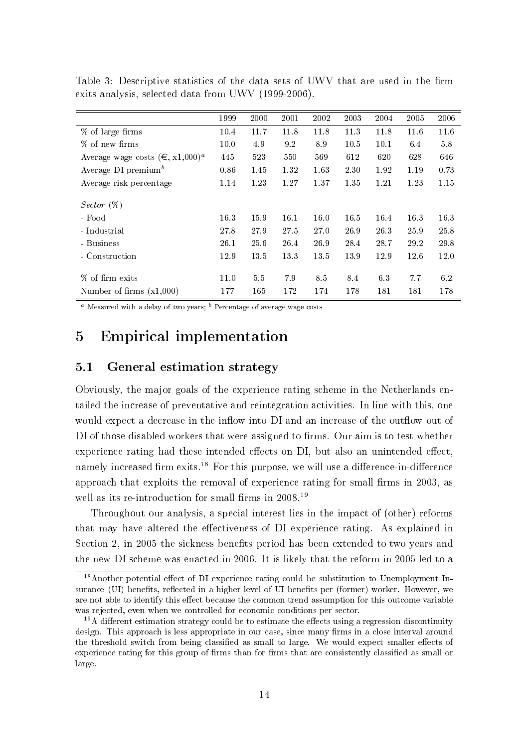Table 3: Descriptive statistics of the data sets of UWV that are used in the firm exits analysis, selected data from UWV (1999-2006).

| | 1999 | 2000 | 2001 | 2002 | 2003 | 2004 | 2005 | 2006 |
|---|---|---|---|---|---|---|---|---|
| % of large firms | 10.4 | 11.7 | 11.8 | 11.8 | 11.3 | 11.8 | 11.6 | 11.6 |
| % of new firms | 10.0 | 4.9 | 9.2 | 8.9 | 10.5 | 10.1 | 6.4 | 5.8 |
| Average wage costs (€, x1,000)[a] | 445 | 523 | 550 | 569 | 612 | 620 | 628 | 646 |
| Average DI premium[b] | 0.86 | 1.45 | 1.32 | 1.63 | 2.30 | 1.92 | 1.19 | 0.73 |
| Average risk percentage | 1.14 | 1.23 | 1.27 | 1.37 | 1.35 | 1.21 | 1.23 | 1.15 |
| *Sector* (%) | | | | | | | | |
| - Food | 16.3 | 15.9 | 16.1 | 16.0 | 16.5 | 16.4 | 16.3 | 16.3 |
| - Industrial | 27.8 | 27.9 | 27.5 | 27.0 | 26.9 | 26.3 | 25.9 | 25.8 |
| - Business | 26.1 | 25.6 | 26.4 | 26.9 | 28.4 | 28.7 | 29.2 | 29.8 |
| - Construction | 12.9 | 13.5 | 13.3 | 13.5 | 13.9 | 12.9 | 12.6 | 12.0 |
| % of firm exits | 11.0 | 5.5 | 7.9 | 8.5 | 8.4 | 6.3 | 7.7 | 6.2 |
| Number of firms (x1,000) | 177 | 165 | 172 | 174 | 178 | 181 | 181 | 178 |

[a] Measured with a delay of two years; [b] Percentage of average wage costs

# 5 Empirical implementation

## 5.1 General estimation strategy

Obviously, the major goals of the experience rating scheme in the Netherlands entailed the increase of preventative and reintegration activities. In line with this, one would expect a decrease in the inflow into DI and an increase of the outflow out of DI of those disabled workers that were assigned to firms. Our aim is to test whether experience rating had these intended effects on DI, but also an unintended effect, namely increased firm exits.[18] For this purpose, we will use a difference-in-difference approach that exploits the removal of experience rating for small firms in 2003, as well as its re-introduction for small firms in 2008.[19]

Throughout our analysis, a special interest lies in the impact of (other) reforms that may have altered the effectiveness of DI experience rating. As explained in Section 2, in 2005 the sickness benefits period has been extended to two years and the new DI scheme was enacted in 2006. It is likely that the reform in 2005 led to a

[18] Another potential effect of DI experience rating could be substitution to Unemployment Insurance (UI) benefits, reflected in a higher level of UI benefits per (former) worker. However, we are not able to identify this effect because the common trend assumption for this outcome variable was rejected, even when we controlled for economic conditions per sector.

[19] A different estimation strategy could be to estimate the effects using a regression discontinuity design. This approach is less appropriate in our case, since many firms in a close interval around the threshold switch from being classified as small to large. We would expect smaller effects of experience rating for this group of firms than for firms that are consistently classified as small or large.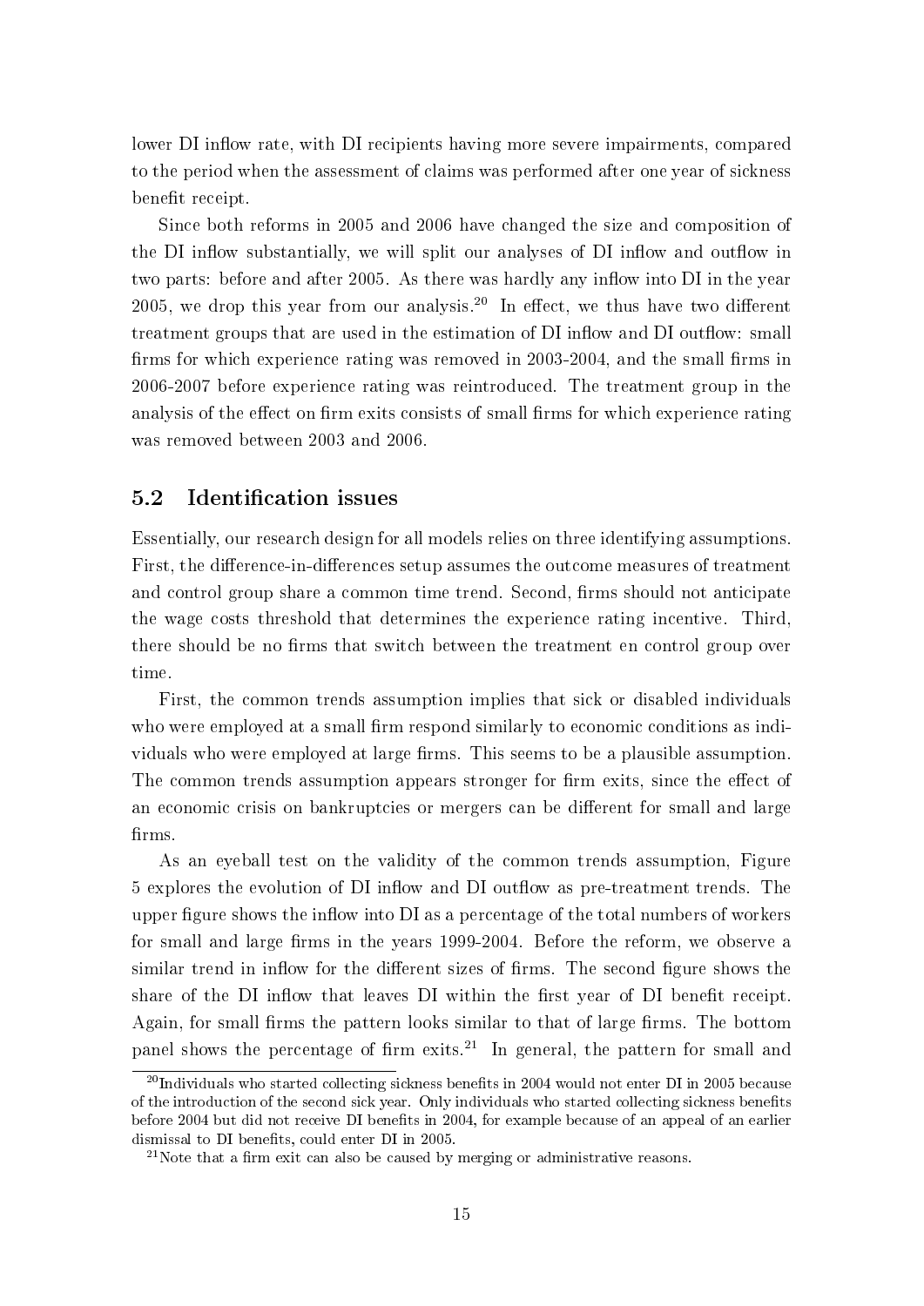lower DI inflow rate, with DI recipients having more severe impairments, compared to the period when the assessment of claims was performed after one year of sickness benefit receipt.

Since both reforms in 2005 and 2006 have changed the size and composition of the DI inflow substantially, we will split our analyses of DI inflow and outflow in two parts: before and after 2005. As there was hardly any inflow into DI in the year 2005, we drop this year from our analysis.[20] In effect, we thus have two different treatment groups that are used in the estimation of DI inflow and DI outflow: small firms for which experience rating was removed in 2003-2004, and the small firms in 2006-2007 before experience rating was reintroduced. The treatment group in the analysis of the effect on firm exits consists of small firms for which experience rating was removed between 2003 and 2006.

## 5.2 Identification issues

Essentially, our research design for all models relies on three identifying assumptions. First, the difference-in-differences setup assumes the outcome measures of treatment and control group share a common time trend. Second, firms should not anticipate the wage costs threshold that determines the experience rating incentive. Third, there should be no firms that switch between the treatment en control group over time.

First, the common trends assumption implies that sick or disabled individuals who were employed at a small firm respond similarly to economic conditions as individuals who were employed at large firms. This seems to be a plausible assumption. The common trends assumption appears stronger for firm exits, since the effect of an economic crisis on bankruptcies or mergers can be different for small and large firms.

As an eyeball test on the validity of the common trends assumption, Figure 5 explores the evolution of DI inflow and DI outflow as pre-treatment trends. The upper figure shows the inflow into DI as a percentage of the total numbers of workers for small and large firms in the years 1999-2004. Before the reform, we observe a similar trend in inflow for the different sizes of firms. The second figure shows the share of the DI inflow that leaves DI within the first year of DI benefit receipt. Again, for small firms the pattern looks similar to that of large firms. The bottom panel shows the percentage of firm exits.[21] In general, the pattern for small and

[20] Individuals who started collecting sickness benefits in 2004 would not enter DI in 2005 because of the introduction of the second sick year. Only individuals who started collecting sickness benefits before 2004 but did not receive DI benefits in 2004, for example because of an appeal of an earlier dismissal to DI benefits, could enter DI in 2005.

[21] Note that a firm exit can also be caused by merging or administrative reasons.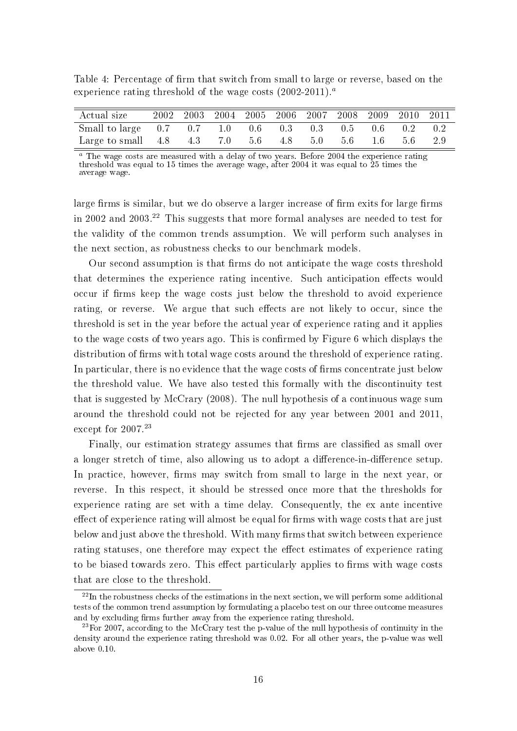Table 4: Percentage of firm that switch from small to large or reverse, based on the experience rating threshold of the wage costs (2002-2011).[a]

| Actual size | 2002 | 2003 | 2004 | 2005 | 2006 | 2007 | 2008 | 2009 | 2010 | 2011 |
|---|---|---|---|---|---|---|---|---|---|---|
| Small to large | 0.7 | 0.7 | 1.0 | 0.6 | 0.3 | 0.3 | 0.5 | 0.6 | 0.2 | 0.2 |
| Large to small | 4.8 | 4.3 | 7.0 | 5.6 | 4.8 | 5.0 | 5.6 | 1.6 | 5.6 | 2.9 |

[a] The wage costs are measured with a delay of two years. Before 2004 the experience rating threshold was equal to 15 times the average wage, after 2004 it was equal to 25 times the average wage.

large firms is similar, but we do observe a larger increase of firm exits for large firms in 2002 and 2003.[22] This suggests that more formal analyses are needed to test for the validity of the common trends assumption. We will perform such analyses in the next section, as robustness checks to our benchmark models.

Our second assumption is that firms do not anticipate the wage costs threshold that determines the experience rating incentive. Such anticipation effects would occur if firms keep the wage costs just below the threshold to avoid experience rating, or reverse. We argue that such effects are not likely to occur, since the threshold is set in the year before the actual year of experience rating and it applies to the wage costs of two years ago. This is confirmed by Figure 6 which displays the distribution of firms with total wage costs around the threshold of experience rating. In particular, there is no evidence that the wage costs of firms concentrate just below the threshold value. We have also tested this formally with the discontinuity test that is suggested by McCrary (2008). The null hypothesis of a continuous wage sum around the threshold could not be rejected for any year between 2001 and 2011, except for 2007.[23]

Finally, our estimation strategy assumes that firms are classified as small over a longer stretch of time, also allowing us to adopt a difference-in-difference setup. In practice, however, firms may switch from small to large in the next year, or reverse. In this respect, it should be stressed once more that the thresholds for experience rating are set with a time delay. Consequently, the ex ante incentive effect of experience rating will almost be equal for firms with wage costs that are just below and just above the threshold. With many firms that switch between experience rating statuses, one therefore may expect the effect estimates of experience rating to be biased towards zero. This effect particularly applies to firms with wage costs that are close to the threshold.

[22] In the robustness checks of the estimations in the next section, we will perform some additional tests of the common trend assumption by formulating a placebo test on our three outcome measures and by excluding firms further away from the experience rating threshold.

[23] For 2007, according to the McCrary test the p-value of the null hypothesis of continuity in the density around the experience rating threshold was 0.02. For all other years, the p-value was well above 0.10.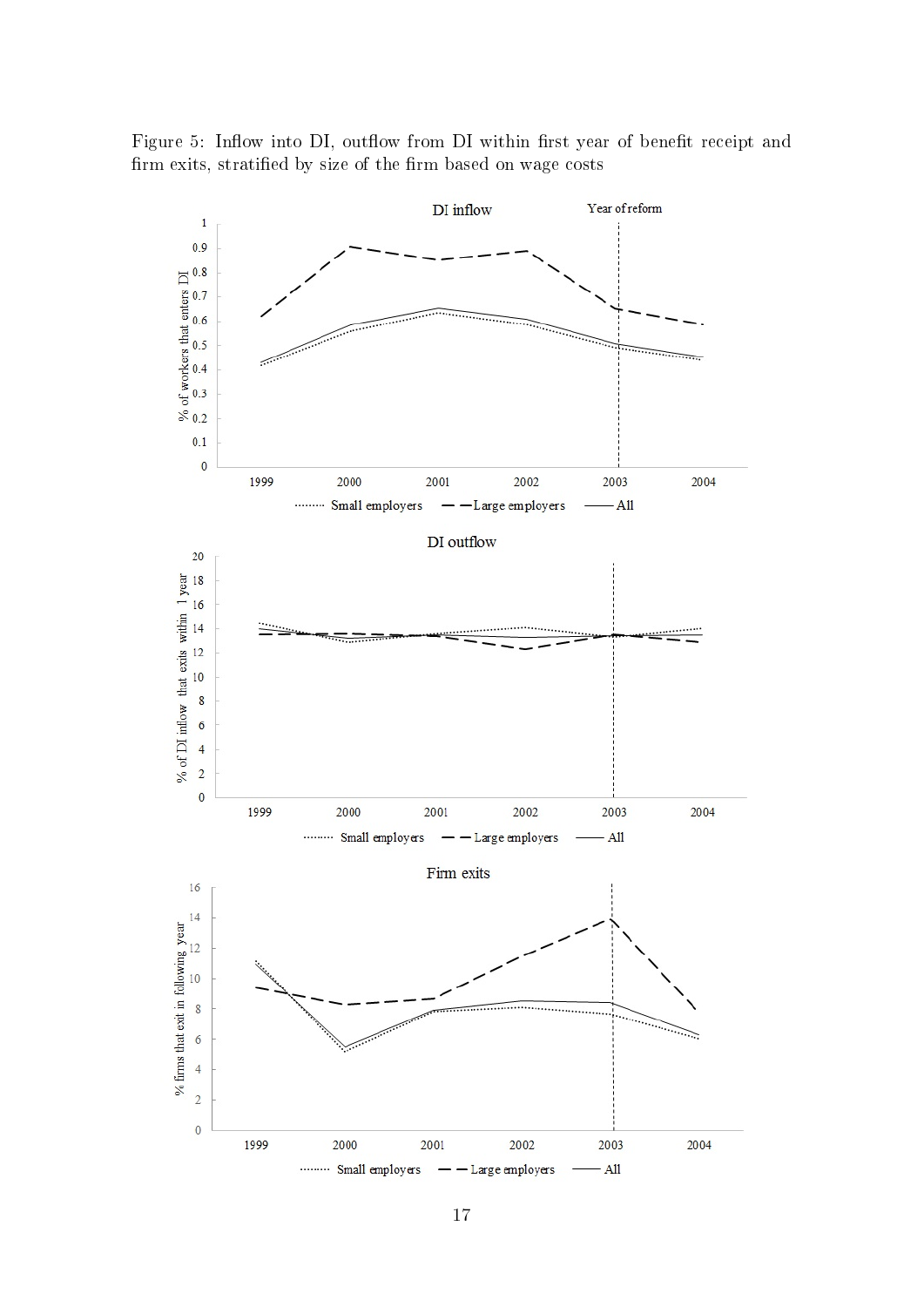Figure 5: Inflow into DI, outflow from DI within first year of benefit receipt and firm exits, stratified by size of the firm based on wage costs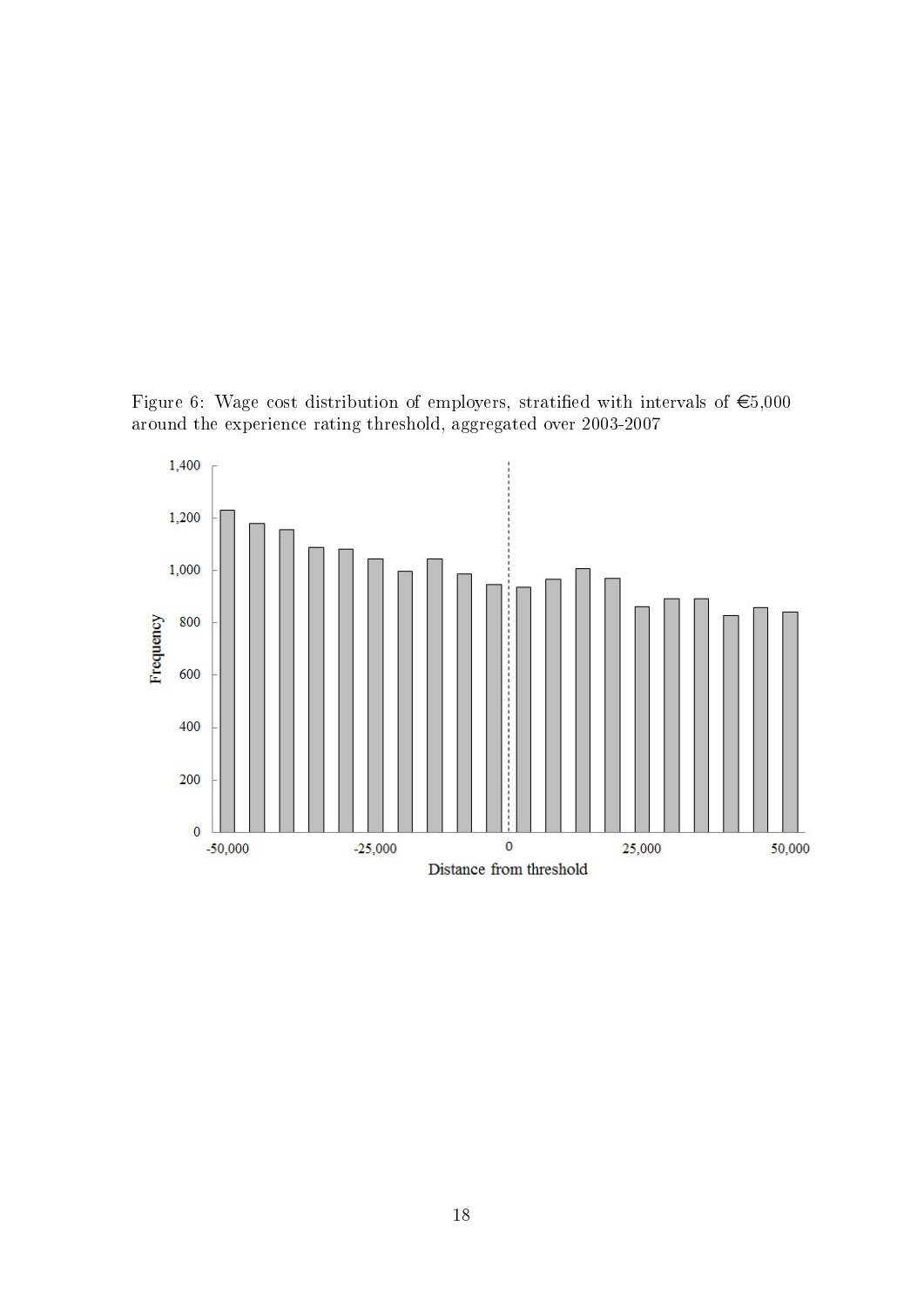Figure 6: Wage cost distribution of employers, stratified with intervals of €5,000 around the experience rating threshold, aggregated over 2003-2007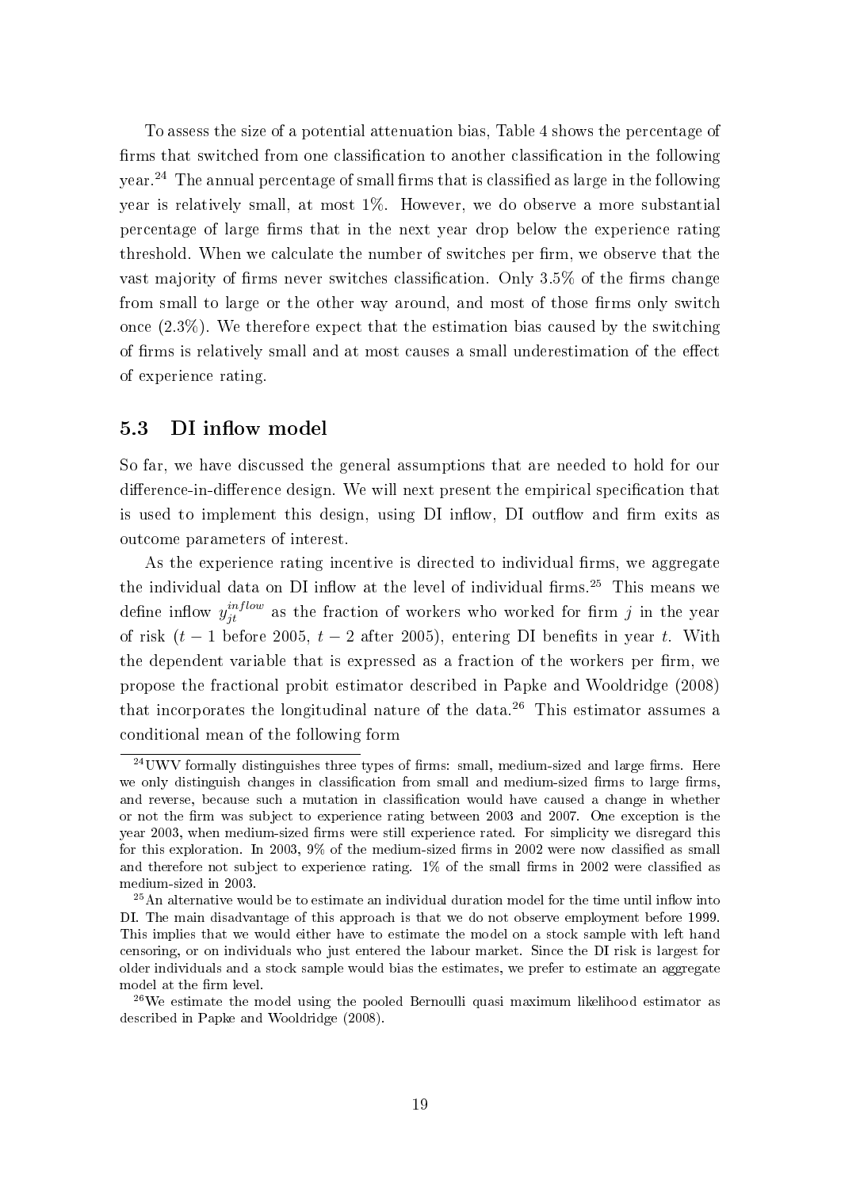To assess the size of a potential attenuation bias, Table 4 shows the percentage of firms that switched from one classification to another classification in the following year.[24] The annual percentage of small firms that is classified as large in the following year is relatively small, at most 1%. However, we do observe a more substantial percentage of large firms that in the next year drop below the experience rating threshold. When we calculate the number of switches per firm, we observe that the vast majority of firms never switches classification. Only 3.5% of the firms change from small to large or the other way around, and most of those firms only switch once (2.3%). We therefore expect that the estimation bias caused by the switching of firms is relatively small and at most causes a small underestimation of the effect of experience rating.

## 5.3 DI inflow model

So far, we have discussed the general assumptions that are needed to hold for our difference-in-difference design. We will next present the empirical specification that is used to implement this design, using DI inflow, DI outflow and firm exits as outcome parameters of interest.

As the experience rating incentive is directed to individual firms, we aggregate the individual data on DI inflow at the level of individual firms.[25] This means we define inflow $y_{jt}^{inflow}$ as the fraction of workers who worked for firm $j$ in the year of risk ($t-1$ before 2005, $t-2$ after 2005), entering DI benefits in year $t$. With the dependent variable that is expressed as a fraction of the workers per firm, we propose the fractional probit estimator described in Papke and Wooldridge (2008) that incorporates the longitudinal nature of the data.[26] This estimator assumes a conditional mean of the following form

[24] UWV formally distinguishes three types of firms: small, medium-sized and large firms. Here we only distinguish changes in classification from small and medium-sized firms to large firms, and reverse, because such a mutation in classification would have caused a change in whether or not the firm was subject to experience rating between 2003 and 2007. One exception is the year 2003, when medium-sized firms were still experience rated. For simplicity we disregard this for this exploration. In 2003, 9% of the medium-sized firms in 2002 were now classified as small and therefore not subject to experience rating. 1% of the small firms in 2002 were classified as medium-sized in 2003.

[25] An alternative would be to estimate an individual duration model for the time until inflow into DI. The main disadvantage of this approach is that we do not observe employment before 1999. This implies that we would either have to estimate the model on a stock sample with left hand censoring, or on individuals who just entered the labour market. Since the DI risk is largest for older individuals and a stock sample would bias the estimates, we prefer to estimate an aggregate model at the firm level.

[26] We estimate the model using the pooled Bernoulli quasi maximum likelihood estimator as described in Papke and Wooldridge (2008).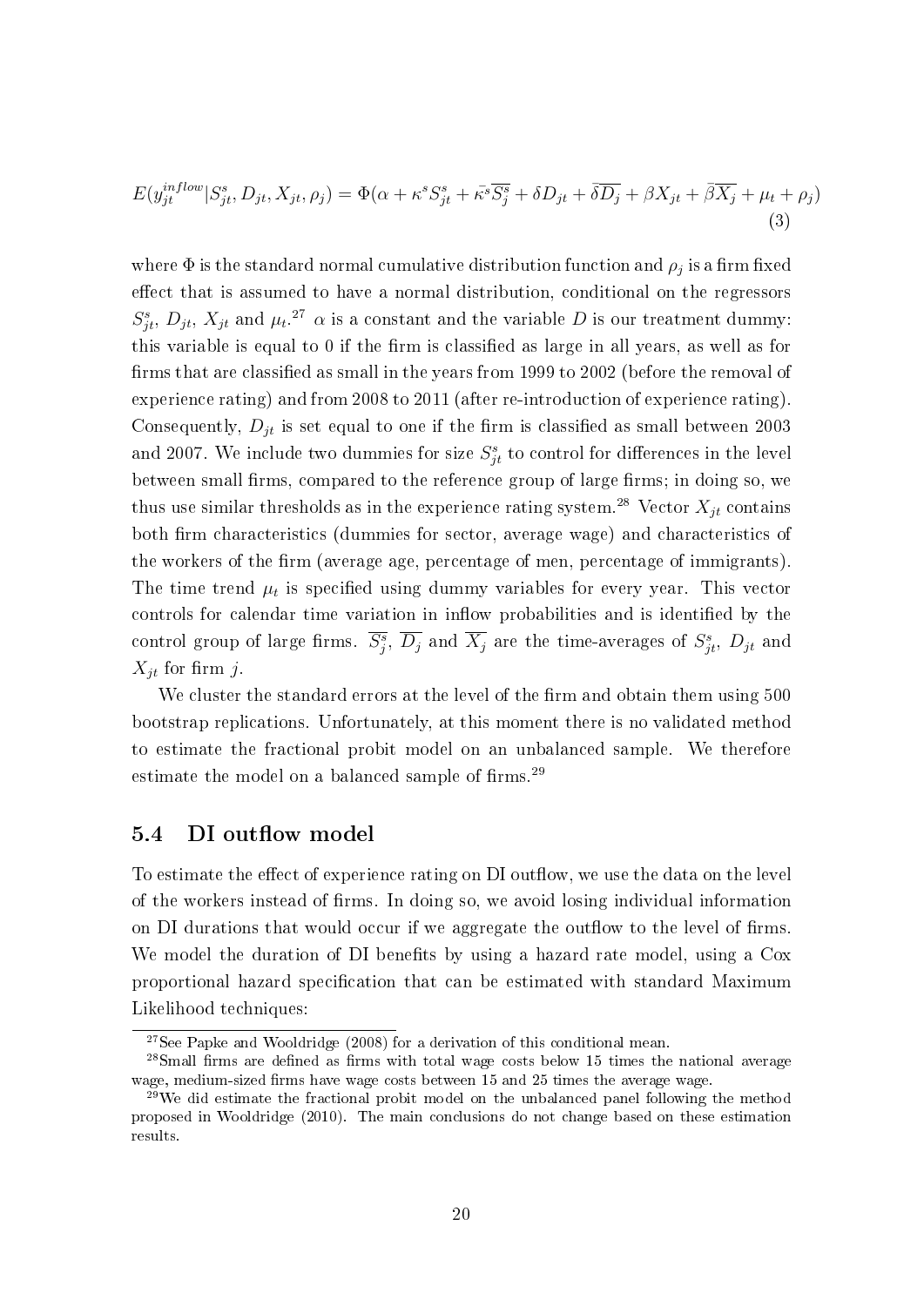$$E(y_{jt}^{inflow}|S_{jt}^s, D_{jt}, X_{jt}, \rho_j) = \Phi(\alpha + \kappa^s S_{jt}^s + \bar{\kappa^s}\overline{S_j^s} + \delta D_{jt} + \bar{\delta}\overline{D_j} + \beta X_{jt} + \bar{\beta}\overline{X_j} + \mu_t + \rho_j) \tag{3}$$

where $\Phi$ is the standard normal cumulative distribution function and $\rho_j$ is a firm fixed effect that is assumed to have a normal distribution, conditional on the regressors $S_{jt}^s$, $D_{jt}$, $X_{jt}$ and $\mu_t$.[27] $\alpha$ is a constant and the variable $D$ is our treatment dummy: this variable is equal to 0 if the firm is classified as large in all years, as well as for firms that are classified as small in the years from 1999 to 2002 (before the removal of experience rating) and from 2008 to 2011 (after re-introduction of experience rating). Consequently, $D_{jt}$ is set equal to one if the firm is classified as small between 2003 and 2007. We include two dummies for size $S_{jt}^s$ to control for differences in the level between small firms, compared to the reference group of large firms; in doing so, we thus use similar thresholds as in the experience rating system.[28] Vector $X_{jt}$ contains both firm characteristics (dummies for sector, average wage) and characteristics of the workers of the firm (average age, percentage of men, percentage of immigrants). The time trend $\mu_t$ is specified using dummy variables for every year. This vector controls for calendar time variation in inflow probabilities and is identified by the control group of large firms. $\overline{S_j^s}$, $\overline{D_j}$ and $\overline{X_j}$ are the time-averages of $S_{jt}^s$, $D_{jt}$ and $X_{jt}$ for firm $j$.

We cluster the standard errors at the level of the firm and obtain them using 500 bootstrap replications. Unfortunately, at this moment there is no validated method to estimate the fractional probit model on an unbalanced sample. We therefore estimate the model on a balanced sample of firms.[29]

### 5.4 DI outflow model

To estimate the effect of experience rating on DI outflow, we use the data on the level of the workers instead of firms. In doing so, we avoid losing individual information on DI durations that would occur if we aggregate the outflow to the level of firms. We model the duration of DI benefits by using a hazard rate model, using a Cox proportional hazard specification that can be estimated with standard Maximum Likelihood techniques:

[27] See Papke and Wooldridge (2008) for a derivation of this conditional mean.

[28] Small firms are defined as firms with total wage costs below 15 times the national average wage, medium-sized firms have wage costs between 15 and 25 times the average wage.

[29] We did estimate the fractional probit model on the unbalanced panel following the method proposed in Wooldridge (2010). The main conclusions do not change based on these estimation results.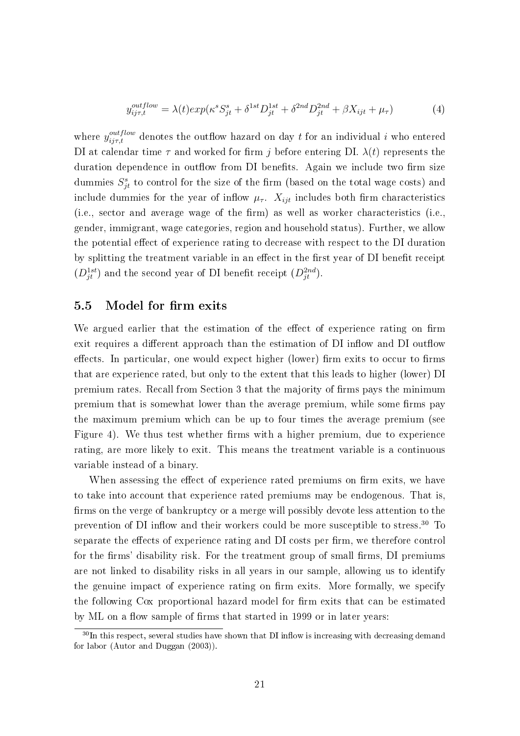$$y_{ij\tau,t}^{outflow} = \lambda(t) exp(\kappa^s S_{jt}^s + \delta^{1st} D_{jt}^{1st} + \delta^{2nd} D_{jt}^{2nd} + \beta X_{ijt} + \mu_\tau) \tag{4}$$

where $y_{ij\tau,t}^{outflow}$ denotes the outflow hazard on day $t$ for an individual $i$ who entered DI at calendar time $\tau$ and worked for firm $j$ before entering DI. $\lambda(t)$ represents the duration dependence in outflow from DI benefits. Again we include two firm size dummies $S_{jt}^s$ to control for the size of the firm (based on the total wage costs) and include dummies for the year of inflow $\mu_\tau$. $X_{ijt}$ includes both firm characteristics (i.e., sector and average wage of the firm) as well as worker characteristics (i.e., gender, immigrant, wage categories, region and household status). Further, we allow the potential effect of experience rating to decrease with respect to the DI duration by splitting the treatment variable in an effect in the first year of DI benefit receipt ($D_{jt}^{1st}$) and the second year of DI benefit receipt ($D_{jt}^{2nd}$).

## 5.5 Model for firm exits

We argued earlier that the estimation of the effect of experience rating on firm exit requires a different approach than the estimation of DI inflow and DI outflow effects. In particular, one would expect higher (lower) firm exits to occur to firms that are experience rated, but only to the extent that this leads to higher (lower) DI premium rates. Recall from Section 3 that the majority of firms pays the minimum premium that is somewhat lower than the average premium, while some firms pay the maximum premium which can be up to four times the average premium (see Figure 4). We thus test whether firms with a higher premium, due to experience rating, are more likely to exit. This means the treatment variable is a continuous variable instead of a binary.

When assessing the effect of experience rated premiums on firm exits, we have to take into account that experience rated premiums may be endogenous. That is, firms on the verge of bankruptcy or a merge will possibly devote less attention to the prevention of DI inflow and their workers could be more susceptible to stress.[30] To separate the effects of experience rating and DI costs per firm, we therefore control for the firms' disability risk. For the treatment group of small firms, DI premiums are not linked to disability risks in all years in our sample, allowing us to identify the genuine impact of experience rating on firm exits. More formally, we specify the following Cox proportional hazard model for firm exits that can be estimated by ML on a flow sample of firms that started in 1999 or in later years:

[30] In this respect, several studies have shown that DI inflow is increasing with decreasing demand for labor (Autor and Duggan (2003)).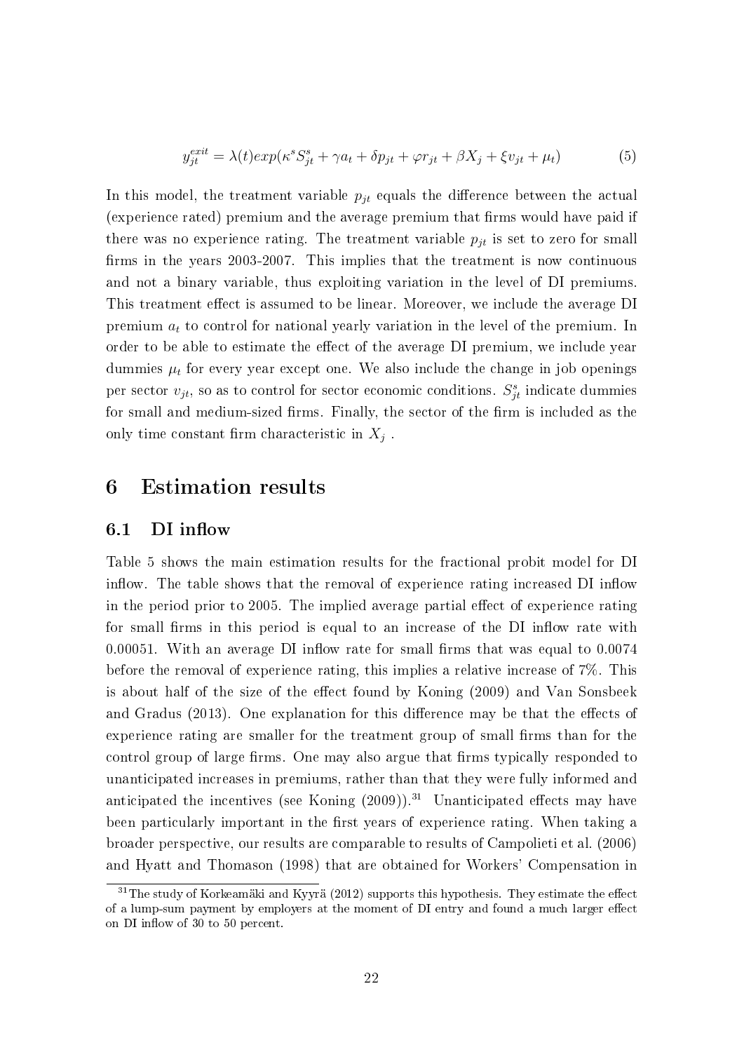$$y_{jt}^{exit} = \lambda(t) exp(\kappa^s S_{jt}^s + \gamma a_t + \delta p_{jt} + \varphi r_{jt} + \beta X_j + \xi v_{jt} + \mu_t) \tag{5}$$

In this model, the treatment variable $p_{jt}$ equals the difference between the actual (experience rated) premium and the average premium that firms would have paid if there was no experience rating. The treatment variable $p_{jt}$ is set to zero for small firms in the years 2003-2007. This implies that the treatment is now continuous and not a binary variable, thus exploiting variation in the level of DI premiums. This treatment effect is assumed to be linear. Moreover, we include the average DI premium $a_t$ to control for national yearly variation in the level of the premium. In order to be able to estimate the effect of the average DI premium, we include year dummies $\mu_t$ for every year except one. We also include the change in job openings per sector $v_{jt}$, so as to control for sector economic conditions. $S_{jt}^s$ indicate dummies for small and medium-sized firms. Finally, the sector of the firm is included as the only time constant firm characteristic in $X_j$ .

# 6 Estimation results

## 6.1 DI inflow

Table 5 shows the main estimation results for the fractional probit model for DI inflow. The table shows that the removal of experience rating increased DI inflow in the period prior to 2005. The implied average partial effect of experience rating for small firms in this period is equal to an increase of the DI inflow rate with 0.00051. With an average DI inflow rate for small firms that was equal to 0.0074 before the removal of experience rating, this implies a relative increase of 7%. This is about half of the size of the effect found by Koning (2009) and Van Sonsbeek and Gradus (2013). One explanation for this difference may be that the effects of experience rating are smaller for the treatment group of small firms than for the control group of large firms. One may also argue that firms typically responded to unanticipated increases in premiums, rather than that they were fully informed and anticipated the incentives (see Koning (2009)).[31] Unanticipated effects may have been particularly important in the first years of experience rating. When taking a broader perspective, our results are comparable to results of Campolieti et al. (2006) and Hyatt and Thomason (1998) that are obtained for Workers' Compensation in

[31] The study of Korkeamäki and Kyyrä (2012) supports this hypothesis. They estimate the effect of a lump-sum payment by employers at the moment of DI entry and found a much larger effect on DI inflow of 30 to 50 percent.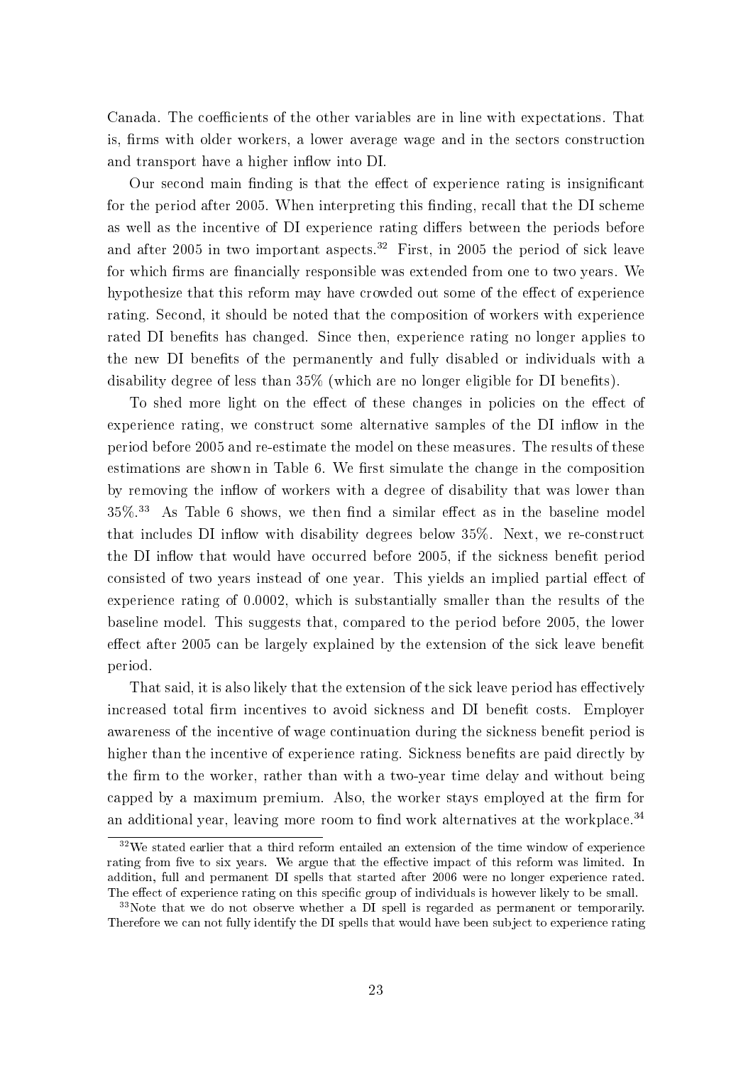Canada. The coefficients of the other variables are in line with expectations. That is, firms with older workers, a lower average wage and in the sectors construction and transport have a higher inflow into DI.

Our second main finding is that the effect of experience rating is insignificant for the period after 2005. When interpreting this finding, recall that the DI scheme as well as the incentive of DI experience rating differs between the periods before and after 2005 in two important aspects.[32] First, in 2005 the period of sick leave for which firms are financially responsible was extended from one to two years. We hypothesize that this reform may have crowded out some of the effect of experience rating. Second, it should be noted that the composition of workers with experience rated DI benefits has changed. Since then, experience rating no longer applies to the new DI benefits of the permanently and fully disabled or individuals with a disability degree of less than 35% (which are no longer eligible for DI benefits).

To shed more light on the effect of these changes in policies on the effect of experience rating, we construct some alternative samples of the DI inflow in the period before 2005 and re-estimate the model on these measures. The results of these estimations are shown in Table 6. We first simulate the change in the composition by removing the inflow of workers with a degree of disability that was lower than 35%.[33] As Table 6 shows, we then find a similar effect as in the baseline model that includes DI inflow with disability degrees below 35%. Next, we re-construct the DI inflow that would have occurred before 2005, if the sickness benefit period consisted of two years instead of one year. This yields an implied partial effect of experience rating of 0.0002, which is substantially smaller than the results of the baseline model. This suggests that, compared to the period before 2005, the lower effect after 2005 can be largely explained by the extension of the sick leave benefit period.

That said, it is also likely that the extension of the sick leave period has effectively increased total firm incentives to avoid sickness and DI benefit costs. Employer awareness of the incentive of wage continuation during the sickness benefit period is higher than the incentive of experience rating. Sickness benefits are paid directly by the firm to the worker, rather than with a two-year time delay and without being capped by a maximum premium. Also, the worker stays employed at the firm for an additional year, leaving more room to find work alternatives at the workplace.[34]

[32] We stated earlier that a third reform entailed an extension of the time window of experience rating from five to six years. We argue that the effective impact of this reform was limited. In addition, full and permanent DI spells that started after 2006 were no longer experience rated. The effect of experience rating on this specific group of individuals is however likely to be small.

[33] Note that we do not observe whether a DI spell is regarded as permanent or temporarily. Therefore we can not fully identify the DI spells that would have been subject to experience rating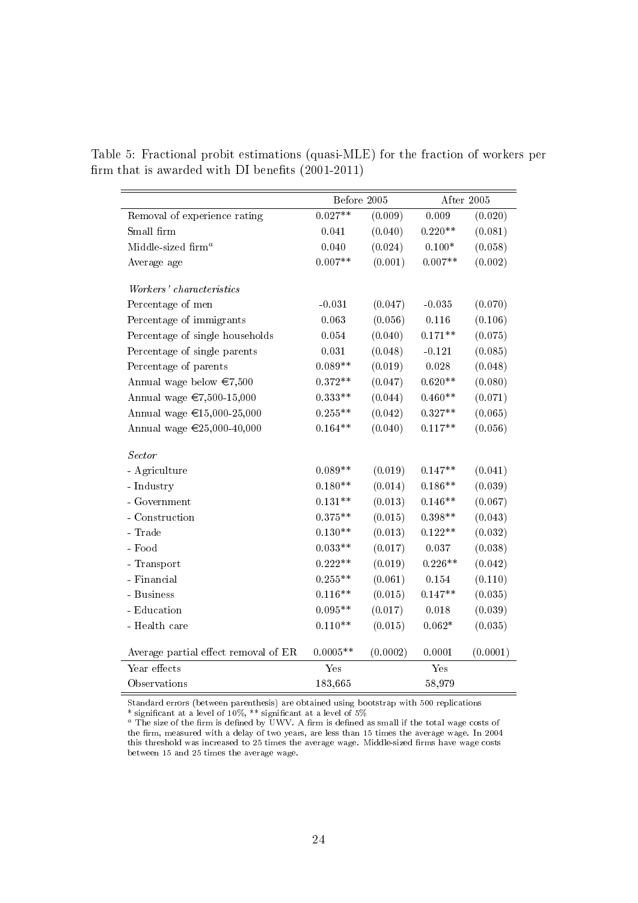Table 5: Fractional probit estimations (quasi-MLE) for the fraction of workers per firm that is awarded with DI benefits (2001-2011)

| | Before 2005 | | After 2005 | |
|---|---|---|---|---|
| Removal of experience rating | 0.027** | (0.009) | 0.009 | (0.020) |
| Small firm | 0.041 | (0.040) | 0.220** | (0.081) |
| Middle-sized firm[a] | 0.040 | (0.024) | 0.100* | (0.058) |
| Average age | 0.007** | (0.001) | 0.007** | (0.002) |
| *Workers' characteristics* | | | | |
| Percentage of men | -0.031 | (0.047) | -0.035 | (0.070) |
| Percentage of immigrants | 0.063 | (0.056) | 0.116 | (0.106) |
| Percentage of single households | 0.054 | (0.040) | 0.171** | (0.075) |
| Percentage of single parents | 0.031 | (0.048) | -0.121 | (0.085) |
| Percentage of parents | 0.089** | (0.019) | 0.028 | (0.048) |
| Annual wage below €7,500 | 0.372** | (0.047) | 0.620** | (0.080) |
| Annual wage €7,500-15,000 | 0.333** | (0.044) | 0.460** | (0.071) |
| Annual wage €15,000-25,000 | 0.255** | (0.042) | 0.327** | (0.065) |
| Annual wage €25,000-40,000 | 0.164** | (0.040) | 0.117** | (0.056) |
| *Sector* | | | | |
| - Agriculture | 0.089** | (0.019) | 0.147** | (0.041) |
| - Industry | 0.180** | (0.014) | 0.186** | (0.039) |
| - Government | 0.131** | (0.013) | 0.146** | (0.067) |
| - Construction | 0.375** | (0.015) | 0.398** | (0.043) |
| - Trade | 0.130** | (0.013) | 0.122** | (0.032) |
| - Food | 0.033** | (0.017) | 0.037 | (0.038) |
| - Transport | 0.222** | (0.019) | 0.226** | (0.042) |
| - Financial | 0.255** | (0.061) | 0.154 | (0.110) |
| - Business | 0.116** | (0.015) | 0.147** | (0.035) |
| - Education | 0.095** | (0.017) | 0.018 | (0.039) |
| - Health care | 0.110** | (0.015) | 0.062* | (0.035) |
| Average partial effect removal of ER | 0.0005** | (0.0002) | 0.0001 | (0.0001) |
| Year effects | Yes | | Yes | |
| Observations | 183,665 | | 58,979 | |

Standard errors (between parenthesis) are obtained using bootstrap with 500 replications
* significant at a level of 10%, ** significant at a level of 5%
[a] The size of the firm is defined by UWV. A firm is defined as small if the total wage costs of the firm, measured with a delay of two years, are less than 15 times the average wage. In 2004 this threshold was increased to 25 times the average wage. Middle-sized firms have wage costs between 15 and 25 times the average wage.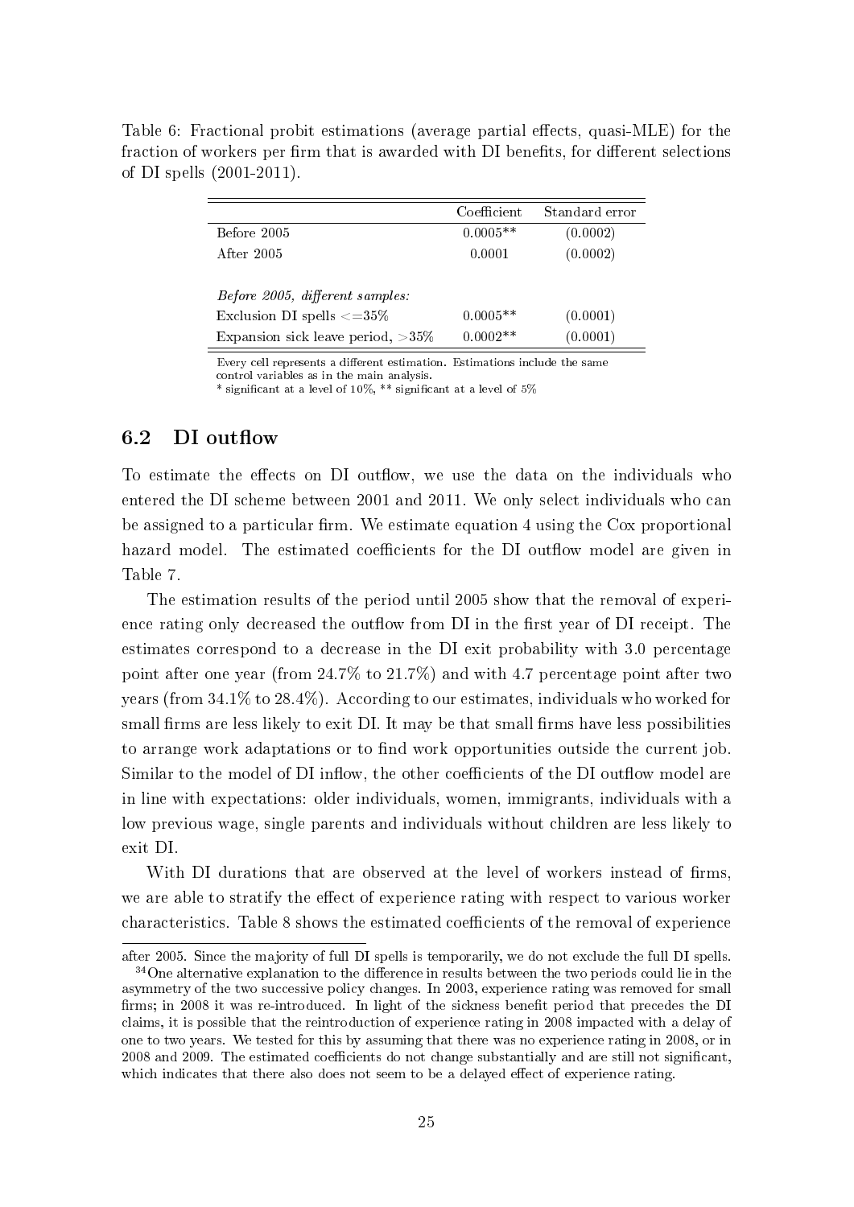Table 6: Fractional probit estimations (average partial effects, quasi-MLE) for the fraction of workers per firm that is awarded with DI benefits, for different selections of DI spells (2001-2011).

| | Coefficient | Standard error |
|---|---|---|
| Before 2005 | 0.0005** | (0.0002) |
| After 2005 | 0.0001 | (0.0002) |
| | | |
| *Before 2005, different samples:* | | |
| Exclusion DI spells <=35% | 0.0005** | (0.0001) |
| Expansion sick leave period, >35% | 0.0002** | (0.0001) |

Every cell represents a different estimation. Estimations include the same control variables as in the main analysis.
\* significant at a level of 10%, ** significant at a level of 5%

## 6.2 DI outflow

To estimate the effects on DI outflow, we use the data on the individuals who entered the DI scheme between 2001 and 2011. We only select individuals who can be assigned to a particular firm. We estimate equation 4 using the Cox proportional hazard model. The estimated coefficients for the DI outflow model are given in Table 7.

The estimation results of the period until 2005 show that the removal of experience rating only decreased the outflow from DI in the first year of DI receipt. The estimates correspond to a decrease in the DI exit probability with 3.0 percentage point after one year (from 24.7% to 21.7%) and with 4.7 percentage point after two years (from 34.1% to 28.4%). According to our estimates, individuals who worked for small firms are less likely to exit DI. It may be that small firms have less possibilities to arrange work adaptations or to find work opportunities outside the current job. Similar to the model of DI inflow, the other coefficients of the DI outflow model are in line with expectations: older individuals, women, immigrants, individuals with a low previous wage, single parents and individuals without children are less likely to exit DI.

With DI durations that are observed at the level of workers instead of firms, we are able to stratify the effect of experience rating with respect to various worker characteristics. Table 8 shows the estimated coefficients of the removal of experience

after 2005. Since the majority of full DI spells is temporarily, we do not exclude the full DI spells.

[34] One alternative explanation to the difference in results between the two periods could lie in the asymmetry of the two successive policy changes. In 2003, experience rating was removed for small firms; in 2008 it was re-introduced. In light of the sickness benefit period that precedes the DI claims, it is possible that the reintroduction of experience rating in 2008 impacted with a delay of one to two years. We tested for this by assuming that there was no experience rating in 2008, or in 2008 and 2009. The estimated coefficients do not change substantially and are still not significant, which indicates that there also does not seem to be a delayed effect of experience rating.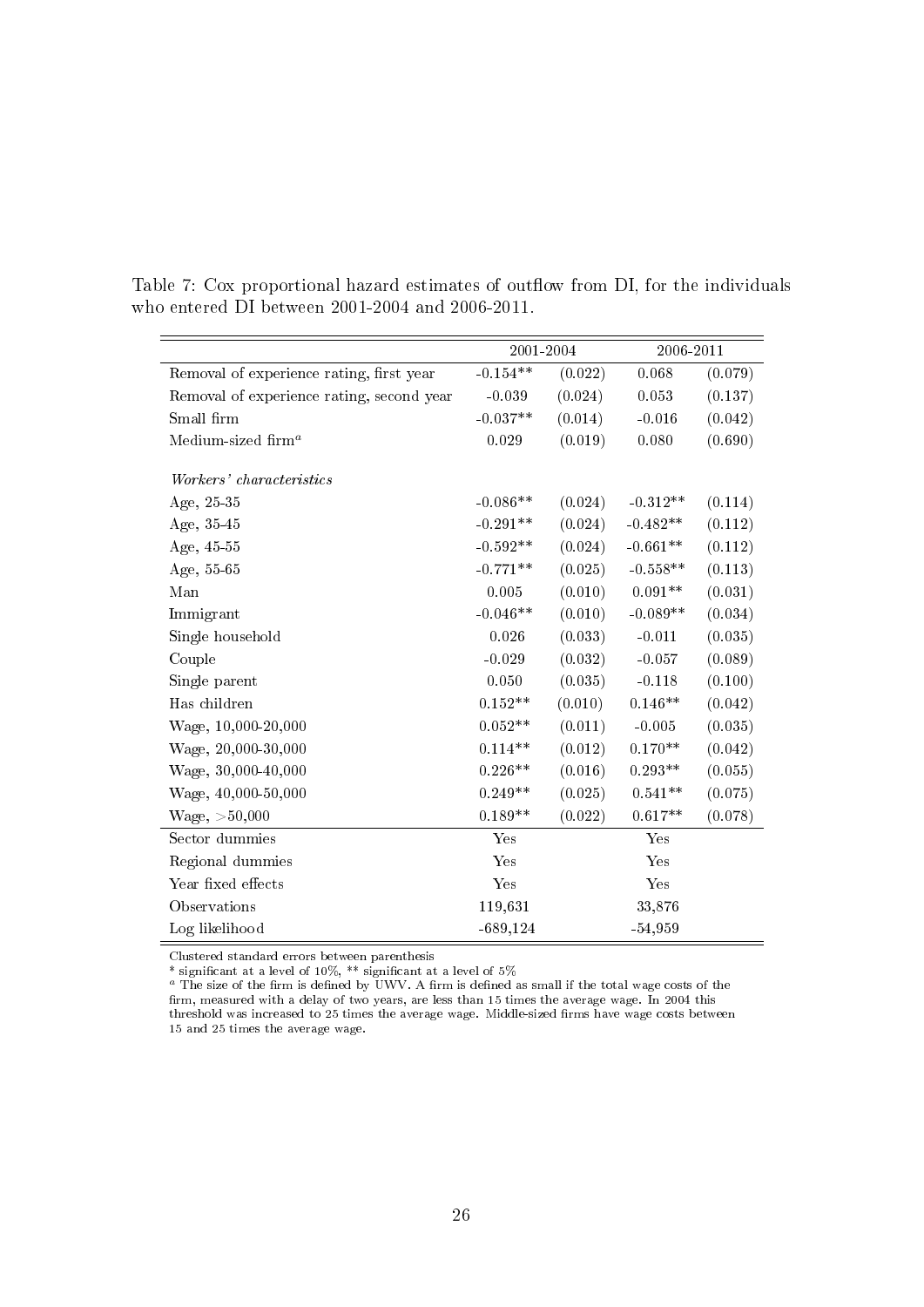Table 7: Cox proportional hazard estimates of outflow from DI, for the individuals who entered DI between 2001-2004 and 2006-2011.

| | 2001-2004 | | 2006-2011 | |
|---|---|---|---|---|
| Removal of experience rating, first year | -0.154** | (0.022) | 0.068 | (0.079) |
| Removal of experience rating, second year | -0.039 | (0.024) | 0.053 | (0.137) |
| Small firm | -0.037** | (0.014) | -0.016 | (0.042) |
| Medium-sized firm[a] | 0.029 | (0.019) | 0.080 | (0.690) |
| *Workers' characteristics* | | | | |
| Age, 25-35 | -0.086** | (0.024) | -0.312** | (0.114) |
| Age, 35-45 | -0.291** | (0.024) | -0.482** | (0.112) |
| Age, 45-55 | -0.592** | (0.024) | -0.661** | (0.112) |
| Age, 55-65 | -0.771** | (0.025) | -0.558** | (0.113) |
| Man | 0.005 | (0.010) | 0.091** | (0.031) |
| Immigrant | -0.046** | (0.010) | -0.089** | (0.034) |
| Single household | 0.026 | (0.033) | -0.011 | (0.035) |
| Couple | -0.029 | (0.032) | -0.057 | (0.089) |
| Single parent | 0.050 | (0.035) | -0.118 | (0.100) |
| Has children | 0.152** | (0.010) | 0.146** | (0.042) |
| Wage, 10,000-20,000 | 0.052** | (0.011) | -0.005 | (0.035) |
| Wage, 20,000-30,000 | 0.114** | (0.012) | 0.170** | (0.042) |
| Wage, 30,000-40,000 | 0.226** | (0.016) | 0.293** | (0.055) |
| Wage, 40,000-50,000 | 0.249** | (0.025) | 0.541** | (0.075) |
| Wage, >50,000 | 0.189** | (0.022) | 0.617** | (0.078) |
| Sector dummies | Yes | | Yes | |
| Regional dummies | Yes | | Yes | |
| Year fixed effects | Yes | | Yes | |
| Observations | 119,631 | | 33,876 | |
| Log likelihood | -689,124 | | -54,959 | |

Clustered standard errors between parenthesis

\* significant at a level of 10%, ** significant at a level of 5%

[a] The size of the firm is defined by UWV. A firm is defined as small if the total wage costs of the firm, measured with a delay of two years, are less than 15 times the average wage. In 2004 this threshold was increased to 25 times the average wage. Middle-sized firms have wage costs between 15 and 25 times the average wage.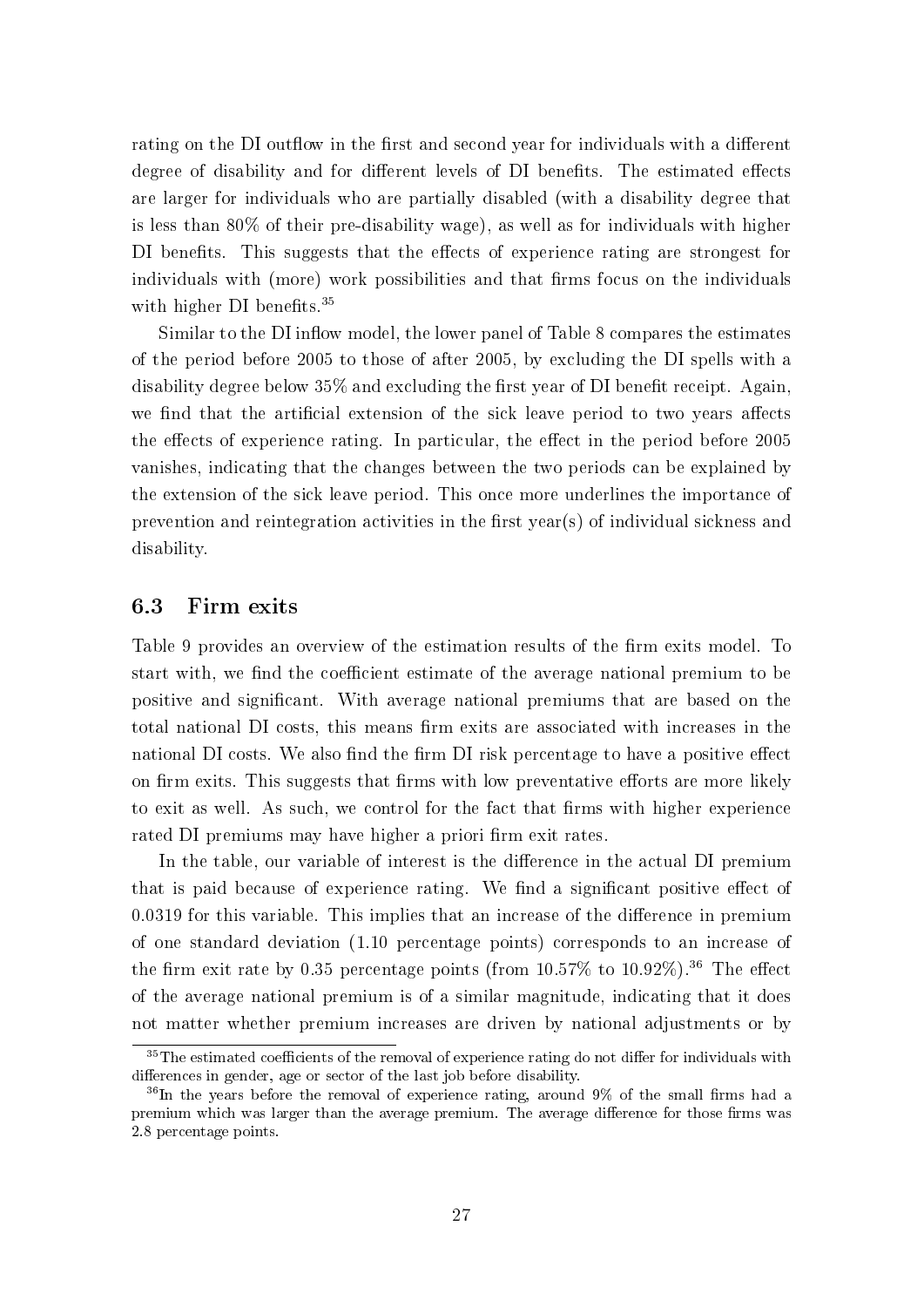rating on the DI outflow in the first and second year for individuals with a different degree of disability and for different levels of DI benefits. The estimated effects are larger for individuals who are partially disabled (with a disability degree that is less than 80% of their pre-disability wage), as well as for individuals with higher DI benefits. This suggests that the effects of experience rating are strongest for individuals with (more) work possibilities and that firms focus on the individuals with higher DI benefits.[35]

Similar to the DI inflow model, the lower panel of Table 8 compares the estimates of the period before 2005 to those of after 2005, by excluding the DI spells with a disability degree below 35% and excluding the first year of DI benefit receipt. Again, we find that the artificial extension of the sick leave period to two years affects the effects of experience rating. In particular, the effect in the period before 2005 vanishes, indicating that the changes between the two periods can be explained by the extension of the sick leave period. This once more underlines the importance of prevention and reintegration activities in the first year(s) of individual sickness and disability.

### 6.3 Firm exits

Table 9 provides an overview of the estimation results of the firm exits model. To start with, we find the coefficient estimate of the average national premium to be positive and significant. With average national premiums that are based on the total national DI costs, this means firm exits are associated with increases in the national DI costs. We also find the firm DI risk percentage to have a positive effect on firm exits. This suggests that firms with low preventative efforts are more likely to exit as well. As such, we control for the fact that firms with higher experience rated DI premiums may have higher a priori firm exit rates.

In the table, our variable of interest is the difference in the actual DI premium that is paid because of experience rating. We find a significant positive effect of 0.0319 for this variable. This implies that an increase of the difference in premium of one standard deviation (1.10 percentage points) corresponds to an increase of the firm exit rate by 0.35 percentage points (from 10.57% to 10.92%).[36] The effect of the average national premium is of a similar magnitude, indicating that it does not matter whether premium increases are driven by national adjustments or by

[35] The estimated coefficients of the removal of experience rating do not differ for individuals with differences in gender, age or sector of the last job before disability.

[36] In the years before the removal of experience rating, around 9% of the small firms had a premium which was larger than the average premium. The average difference for those firms was 2.8 percentage points.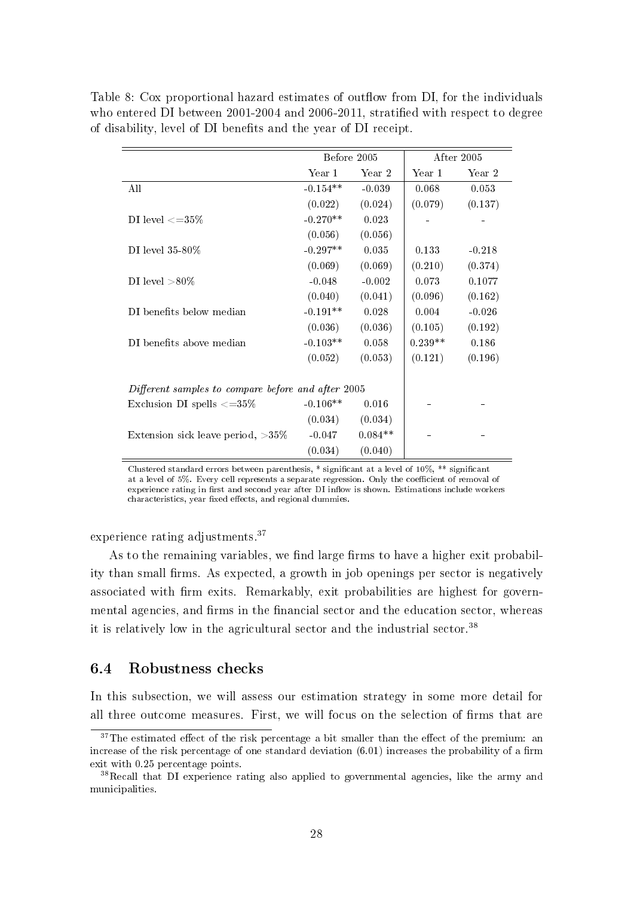Table 8: Cox proportional hazard estimates of outflow from DI, for the individuals who entered DI between 2001-2004 and 2006-2011, stratified with respect to degree of disability, level of DI benefits and the year of DI receipt.

| | Before 2005 | | After 2005 | |
|---|---|---|---|---|
| | Year 1 | Year 2 | Year 1 | Year 2 |
| All | -0.154** | -0.039 | 0.068 | 0.053 |
| | (0.022) | (0.024) | (0.079) | (0.137) |
| DI level <=35% | -0.270** | 0.023 | - | - |
| | (0.056) | (0.056) | | |
| DI level 35-80% | -0.297** | 0.035 | 0.133 | -0.218 |
| | (0.069) | (0.069) | (0.210) | (0.374) |
| DI level >80% | -0.048 | -0.002 | 0.073 | 0.1077 |
| | (0.040) | (0.041) | (0.096) | (0.162) |
| DI benefits below median | -0.191** | 0.028 | 0.004 | -0.026 |
| | (0.036) | (0.036) | (0.105) | (0.192) |
| DI benefits above median | -0.103** | 0.058 | 0.239** | 0.186 |
| | (0.052) | (0.053) | (0.121) | (0.196) |
| *Different samples to compare before and after 2005* | | | | |
| Exclusion DI spells <=35% | -0.106** | 0.016 | - | - |
| | (0.034) | (0.034) | | |
| Extension sick leave period, >35% | -0.047 | 0.084** | - | - |
| | (0.034) | (0.040) | | |

Clustered standard errors between parenthesis, * significant at a level of 10%, ** significant at a level of 5%. Every cell represents a separate regression. Only the coefficient of removal of experience rating in first and second year after DI inflow is shown. Estimations include workers characteristics, year fixed effects, and regional dummies.

experience rating adjustments.[37]

As to the remaining variables, we find large firms to have a higher exit probability than small firms. As expected, a growth in job openings per sector is negatively associated with firm exits. Remarkably, exit probabilities are highest for governmental agencies, and firms in the financial sector and the education sector, whereas it is relatively low in the agricultural sector and the industrial sector.[38]

## 6.4 Robustness checks

In this subsection, we will assess our estimation strategy in some more detail for all three outcome measures. First, we will focus on the selection of firms that are

[37] The estimated effect of the risk percentage a bit smaller than the effect of the premium: an increase of the risk percentage of one standard deviation (6.01) increases the probability of a firm exit with 0.25 percentage points.

[38] Recall that DI experience rating also applied to governmental agencies, like the army and municipalities.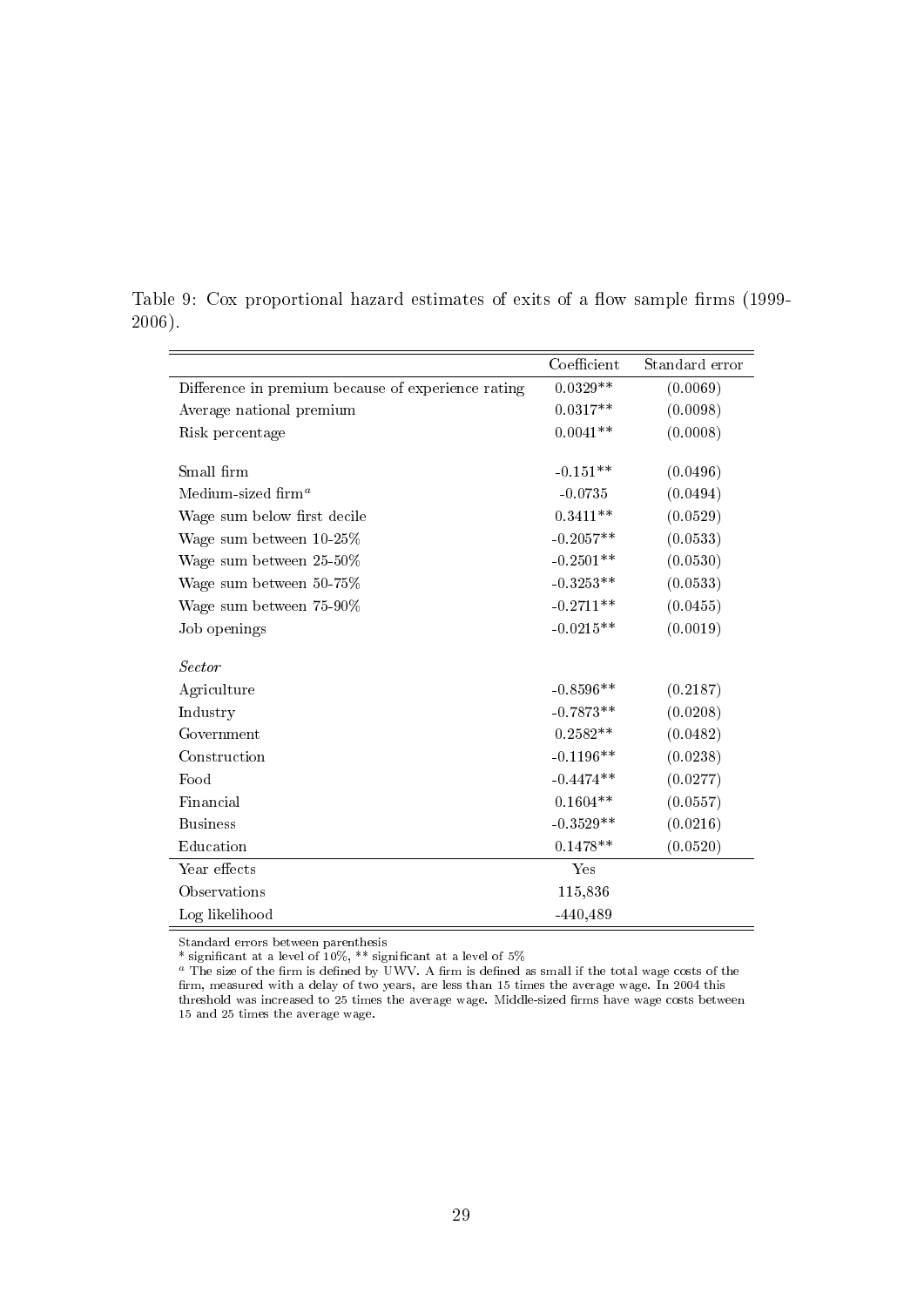Table 9: Cox proportional hazard estimates of exits of a flow sample firms (1999-2006).

| | Coefficient | Standard error |
|---|---|---|
| Difference in premium because of experience rating | 0.0329** | (0.0069) |
| Average national premium | 0.0317** | (0.0098) |
| Risk percentage | 0.0041** | (0.0008) |
| | | |
| Small firm | -0.151** | (0.0496) |
| Medium-sized firm[a] | -0.0735 | (0.0494) |
| Wage sum below first decile | 0.3411** | (0.0529) |
| Wage sum between 10-25% | -0.2057** | (0.0533) |
| Wage sum between 25-50% | -0.2501** | (0.0530) |
| Wage sum between 50-75% | -0.3253** | (0.0533) |
| Wage sum between 75-90% | -0.2711** | (0.0455) |
| Job openings | -0.0215** | (0.0019) |
| | | |
| *Sector* | | |
| Agriculture | -0.8596** | (0.2187) |
| Industry | -0.7873** | (0.0208) |
| Government | 0.2582** | (0.0482) |
| Construction | -0.1196** | (0.0238) |
| Food | -0.4474** | (0.0277) |
| Financial | 0.1604** | (0.0557) |
| Business | -0.3529** | (0.0216) |
| Education | 0.1478** | (0.0520) |
| Year effects | Yes | |
| Observations | 115,836 | |
| Log likelihood | -440,489 | |

Standard errors between parenthesis

* significant at a level of 10%, ** significant at a level of 5%

[a] The size of the firm is defined by UWV. A firm is defined as small if the total wage costs of the firm, measured with a delay of two years, are less than 15 times the average wage. In 2004 this threshold was increased to 25 times the average wage. Middle-sized firms have wage costs between 15 and 25 times the average wage.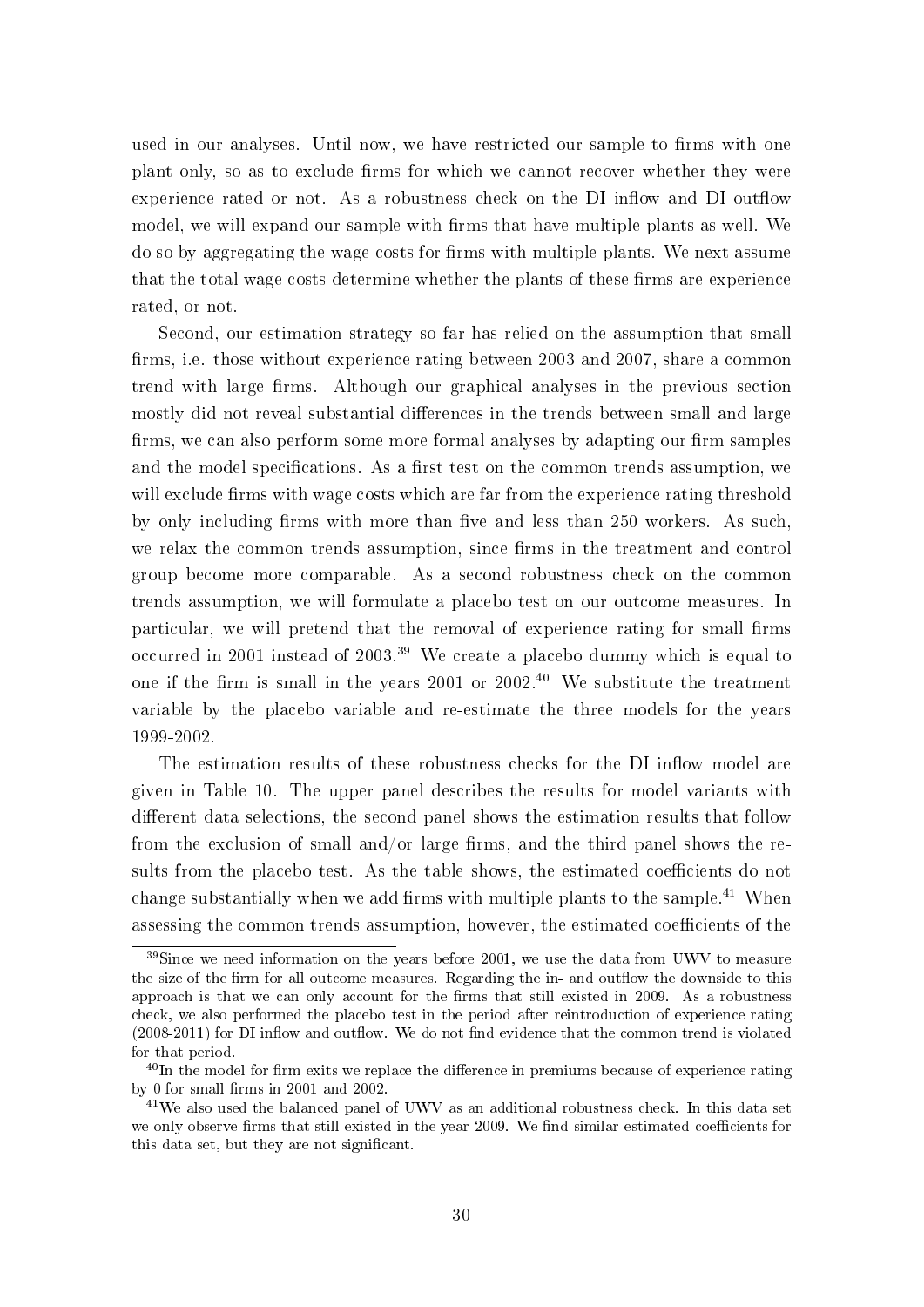used in our analyses. Until now, we have restricted our sample to firms with one plant only, so as to exclude firms for which we cannot recover whether they were experience rated or not. As a robustness check on the DI inflow and DI outflow model, we will expand our sample with firms that have multiple plants as well. We do so by aggregating the wage costs for firms with multiple plants. We next assume that the total wage costs determine whether the plants of these firms are experience rated, or not.

Second, our estimation strategy so far has relied on the assumption that small firms, i.e. those without experience rating between 2003 and 2007, share a common trend with large firms. Although our graphical analyses in the previous section mostly did not reveal substantial differences in the trends between small and large firms, we can also perform some more formal analyses by adapting our firm samples and the model specifications. As a first test on the common trends assumption, we will exclude firms with wage costs which are far from the experience rating threshold by only including firms with more than five and less than 250 workers. As such, we relax the common trends assumption, since firms in the treatment and control group become more comparable. As a second robustness check on the common trends assumption, we will formulate a placebo test on our outcome measures. In particular, we will pretend that the removal of experience rating for small firms occurred in 2001 instead of 2003.[39] We create a placebo dummy which is equal to one if the firm is small in the years 2001 or 2002.[40] We substitute the treatment variable by the placebo variable and re-estimate the three models for the years 1999-2002.

The estimation results of these robustness checks for the DI inflow model are given in Table 10. The upper panel describes the results for model variants with different data selections, the second panel shows the estimation results that follow from the exclusion of small and/or large firms, and the third panel shows the results from the placebo test. As the table shows, the estimated coefficients do not change substantially when we add firms with multiple plants to the sample.[41] When assessing the common trends assumption, however, the estimated coefficients of the

[39] Since we need information on the years before 2001, we use the data from UWV to measure the size of the firm for all outcome measures. Regarding the in- and outflow the downside to this approach is that we can only account for the firms that still existed in 2009. As a robustness check, we also performed the placebo test in the period after reintroduction of experience rating (2008-2011) for DI inflow and outflow. We do not find evidence that the common trend is violated for that period.

[40] In the model for firm exits we replace the difference in premiums because of experience rating by 0 for small firms in 2001 and 2002.

[41] We also used the balanced panel of UWV as an additional robustness check. In this data set we only observe firms that still existed in the year 2009. We find similar estimated coefficients for this data set, but they are not significant.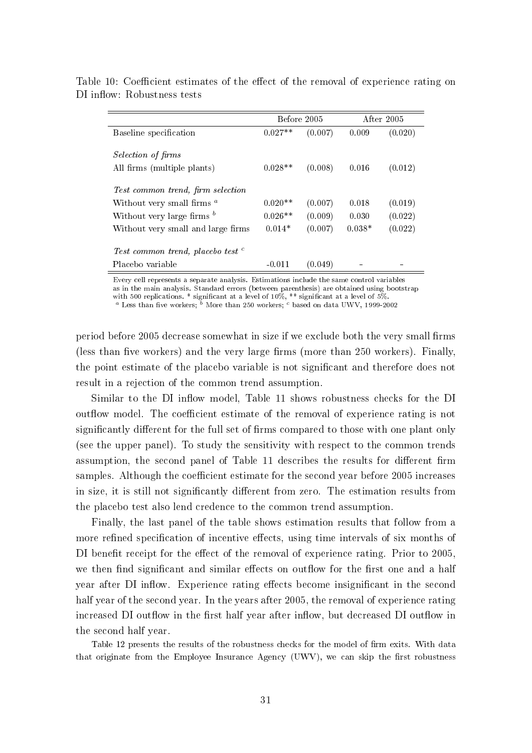Table 10: Coefficient estimates of the effect of the removal of experience rating on DI inflow: Robustness tests

| | Before 2005 | | After 2005 | |
|---|---|---|---|---|
| Baseline specification | 0.027** | (0.007) | 0.009 | (0.020) |
| *Selection of firms* | | | | |
| All firms (multiple plants) | 0.028** | (0.008) | 0.016 | (0.012) |
| *Test common trend, firm selection* | | | | |
| Without very small firms [a] | 0.020** | (0.007) | 0.018 | (0.019) |
| Without very large firms [b] | 0.026** | (0.009) | 0.030 | (0.022) |
| Without very small and large firms | 0.014* | (0.007) | 0.038* | (0.022) |
| *Test common trend, placebo test* [c] | | | | |
| Placebo variable | -0.011 | (0.049) | - | - |

Every cell represents a separate analysis. Estimations include the same control variables as in the main analysis. Standard errors (between parenthesis) are obtained using bootstrap with 500 replications. * significant at a level of 10%, ** significant at a level of 5%.
[a] Less than five workers; [b] More than 250 workers; [c] based on data UWV, 1999-2002

period before 2005 decrease somewhat in size if we exclude both the very small firms (less than five workers) and the very large firms (more than 250 workers). Finally, the point estimate of the placebo variable is not significant and therefore does not result in a rejection of the common trend assumption.

Similar to the DI inflow model, Table 11 shows robustness checks for the DI outflow model. The coefficient estimate of the removal of experience rating is not significantly different for the full set of firms compared to those with one plant only (see the upper panel). To study the sensitivity with respect to the common trends assumption, the second panel of Table 11 describes the results for different firm samples. Although the coefficient estimate for the second year before 2005 increases in size, it is still not significantly different from zero. The estimation results from the placebo test also lend credence to the common trend assumption.

Finally, the last panel of the table shows estimation results that follow from a more refined specification of incentive effects, using time intervals of six months of DI benefit receipt for the effect of the removal of experience rating. Prior to 2005, we then find significant and similar effects on outflow for the first one and a half year after DI inflow. Experience rating effects become insignificant in the second half year of the second year. In the years after 2005, the removal of experience rating increased DI outflow in the first half year after inflow, but decreased DI outflow in the second half year.

Table 12 presents the results of the robustness checks for the model of firm exits. With data that originate from the Employee Insurance Agency (UWV), we can skip the first robustness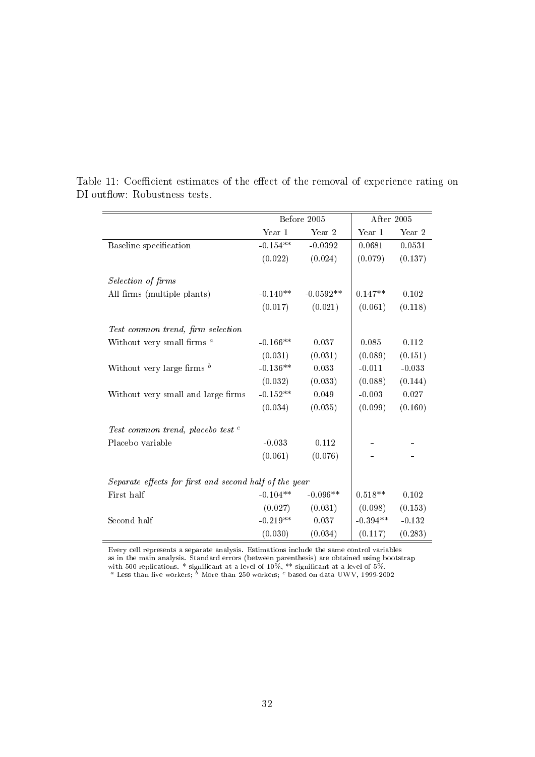Table 11: Coefficient estimates of the effect of the removal of experience rating on DI outflow: Robustness tests.

| | Before 2005 | | After 2005 | |
|---|---|---|---|---|
| | Year 1 | Year 2 | Year 1 | Year 2 |
| Baseline specification | -0.154** | -0.0392 | 0.0681 | 0.0531 |
| | (0.022) | (0.024) | (0.079) | (0.137) |
| *Selection of firms* | | | | |
| All firms (multiple plants) | -0.140** | -0.0592** | 0.147** | 0.102 |
| | (0.017) | (0.021) | (0.061) | (0.118) |
| *Test common trend, firm selection* | | | | |
| Without very small firms [a] | -0.166** | 0.037 | 0.085 | 0.112 |
| | (0.031) | (0.031) | (0.089) | (0.151) |
| Without very large firms [b] | -0.136** | 0.033 | -0.011 | -0.033 |
| | (0.032) | (0.033) | (0.088) | (0.144) |
| Without very small and large firms | -0.152** | 0.049 | -0.003 | 0.027 |
| | (0.034) | (0.035) | (0.099) | (0.160) |
| *Test common trend, placebo test* [c] | | | | |
| Placebo variable | -0.033 | 0.112 | - | - |
| | (0.061) | (0.076) | - | - |
| *Separate effects for first and second half of the year* | | | | |
| First half | -0.104** | -0.096** | 0.518** | 0.102 |
| | (0.027) | (0.031) | (0.098) | (0.153) |
| Second half | -0.219** | 0.037 | -0.394** | -0.132 |
| | (0.030) | (0.034) | (0.117) | (0.283) |

Every cell represents a separate analysis. Estimations include the same control variables as in the main analysis. Standard errors (between parenthesis) are obtained using bootstrap with 500 replications. * significant at a level of 10%, ** significant at a level of 5%.
[a] Less than five workers; [b] More than 250 workers; [c] based on data UWV, 1999-2002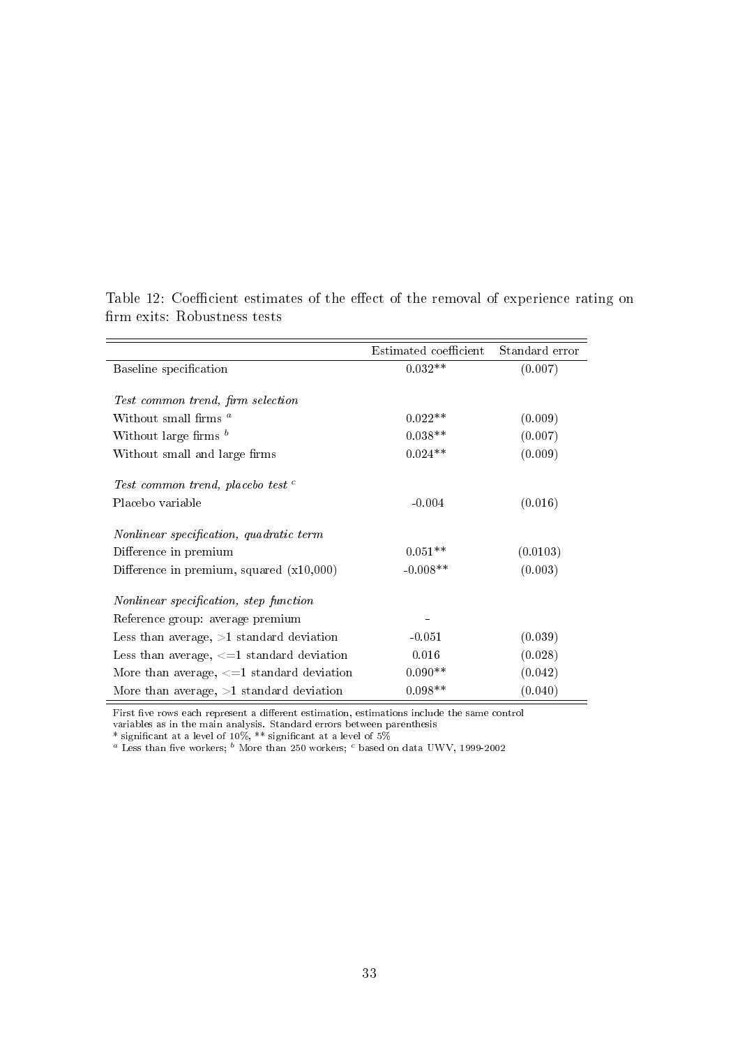Table 12: Coefficient estimates of the effect of the removal of experience rating on firm exits: Robustness tests

| | Estimated coefficient | Standard error |
|---|---|---|
| Baseline specification | 0.032** | (0.007) |
| *Test common trend, firm selection* | | |
| Without small firms [a] | 0.022** | (0.009) |
| Without large firms [b] | 0.038** | (0.007) |
| Without small and large firms | 0.024** | (0.009) |
| *Test common trend, placebo test* [c] | | |
| Placebo variable | -0.004 | (0.016) |
| *Nonlinear specification, quadratic term* | | |
| Difference in premium | 0.051** | (0.0103) |
| Difference in premium, squared (x10,000) | -0.008** | (0.003) |
| *Nonlinear specification, step function* | | |
| Reference group: average premium | - | |
| Less than average, >1 standard deviation | -0.051 | (0.039) |
| Less than average, <=1 standard deviation | 0.016 | (0.028) |
| More than average, <=1 standard deviation | 0.090** | (0.042) |
| More than average, >1 standard deviation | 0.098** | (0.040) |

First five rows each represent a different estimation, estimations include the same control variables as in the main analysis. Standard errors between parenthesis

* significant at a level of 10%, ** significant at a level of 5%

[a] Less than five workers; [b] More than 250 workers; [c] based on data UWV, 1999-2002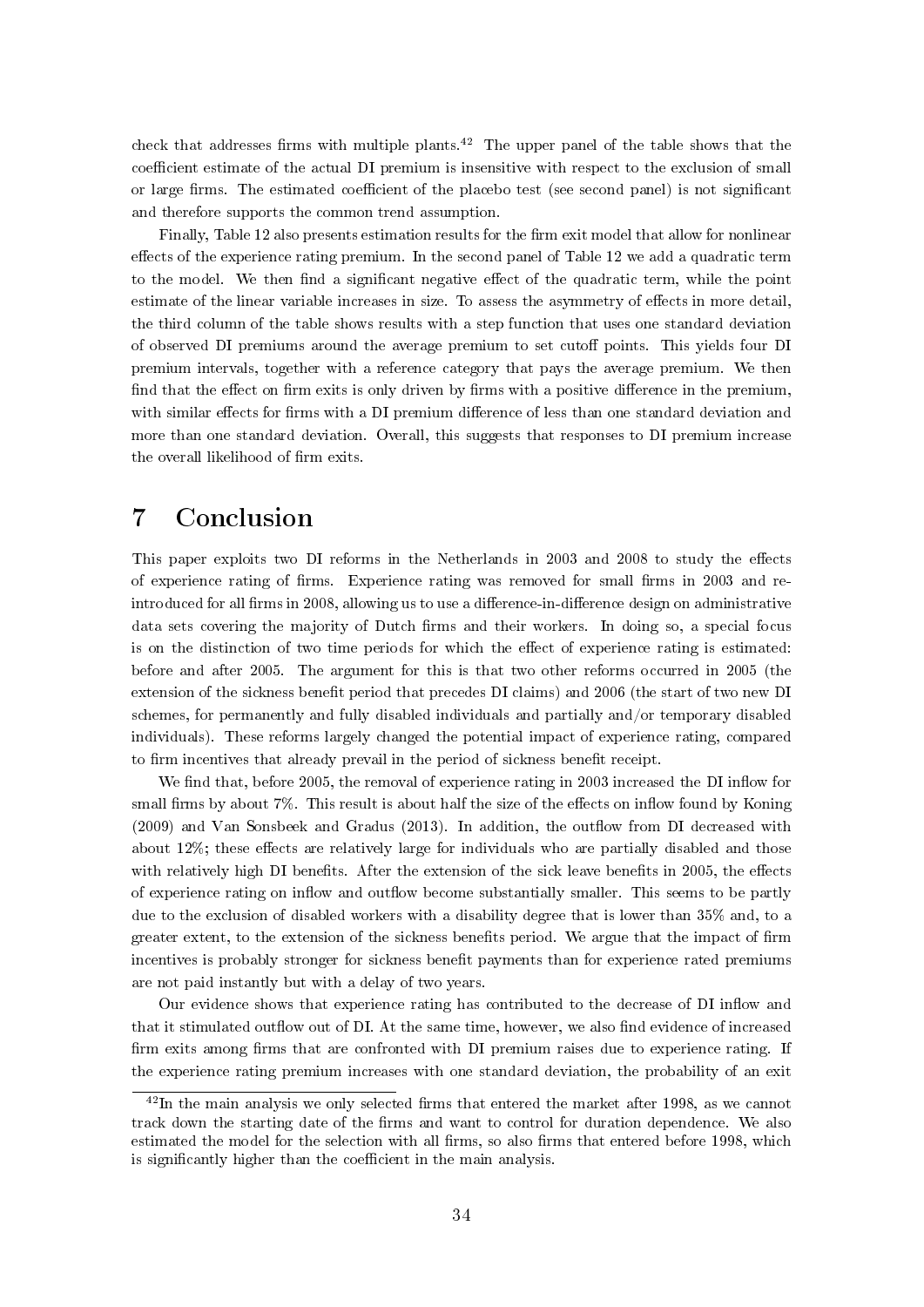check that addresses firms with multiple plants.[42] The upper panel of the table shows that the coefficient estimate of the actual DI premium is insensitive with respect to the exclusion of small or large firms. The estimated coefficient of the placebo test (see second panel) is not significant and therefore supports the common trend assumption.

Finally, Table 12 also presents estimation results for the firm exit model that allow for nonlinear effects of the experience rating premium. In the second panel of Table 12 we add a quadratic term to the model. We then find a significant negative effect of the quadratic term, while the point estimate of the linear variable increases in size. To assess the asymmetry of effects in more detail, the third column of the table shows results with a step function that uses one standard deviation of observed DI premiums around the average premium to set cutoff points. This yields four DI premium intervals, together with a reference category that pays the average premium. We then find that the effect on firm exits is only driven by firms with a positive difference in the premium, with similar effects for firms with a DI premium difference of less than one standard deviation and more than one standard deviation. Overall, this suggests that responses to DI premium increase the overall likelihood of firm exits.

# 7 Conclusion

This paper exploits two DI reforms in the Netherlands in 2003 and 2008 to study the effects of experience rating of firms. Experience rating was removed for small firms in 2003 and re-introduced for all firms in 2008, allowing us to use a difference-in-difference design on administrative data sets covering the majority of Dutch firms and their workers. In doing so, a special focus is on the distinction of two time periods for which the effect of experience rating is estimated: before and after 2005. The argument for this is that two other reforms occurred in 2005 (the extension of the sickness benefit period that precedes DI claims) and 2006 (the start of two new DI schemes, for permanently and fully disabled individuals and partially and/or temporary disabled individuals). These reforms largely changed the potential impact of experience rating, compared to firm incentives that already prevail in the period of sickness benefit receipt.

We find that, before 2005, the removal of experience rating in 2003 increased the DI inflow for small firms by about 7%. This result is about half the size of the effects on inflow found by Koning (2009) and Van Sonsbeek and Gradus (2013). In addition, the outflow from DI decreased with about 12%; these effects are relatively large for individuals who are partially disabled and those with relatively high DI benefits. After the extension of the sick leave benefits in 2005, the effects of experience rating on inflow and outflow become substantially smaller. This seems to be partly due to the exclusion of disabled workers with a disability degree that is lower than 35% and, to a greater extent, to the extension of the sickness benefits period. We argue that the impact of firm incentives is probably stronger for sickness benefit payments than for experience rated premiums are not paid instantly but with a delay of two years.

Our evidence shows that experience rating has contributed to the decrease of DI inflow and that it stimulated outflow out of DI. At the same time, however, we also find evidence of increased firm exits among firms that are confronted with DI premium raises due to experience rating. If the experience rating premium increases with one standard deviation, the probability of an exit

[42] In the main analysis we only selected firms that entered the market after 1998, as we cannot track down the starting date of the firms and want to control for duration dependence. We also estimated the model for the selection with all firms, so also firms that entered before 1998, which is significantly higher than the coefficient in the main analysis.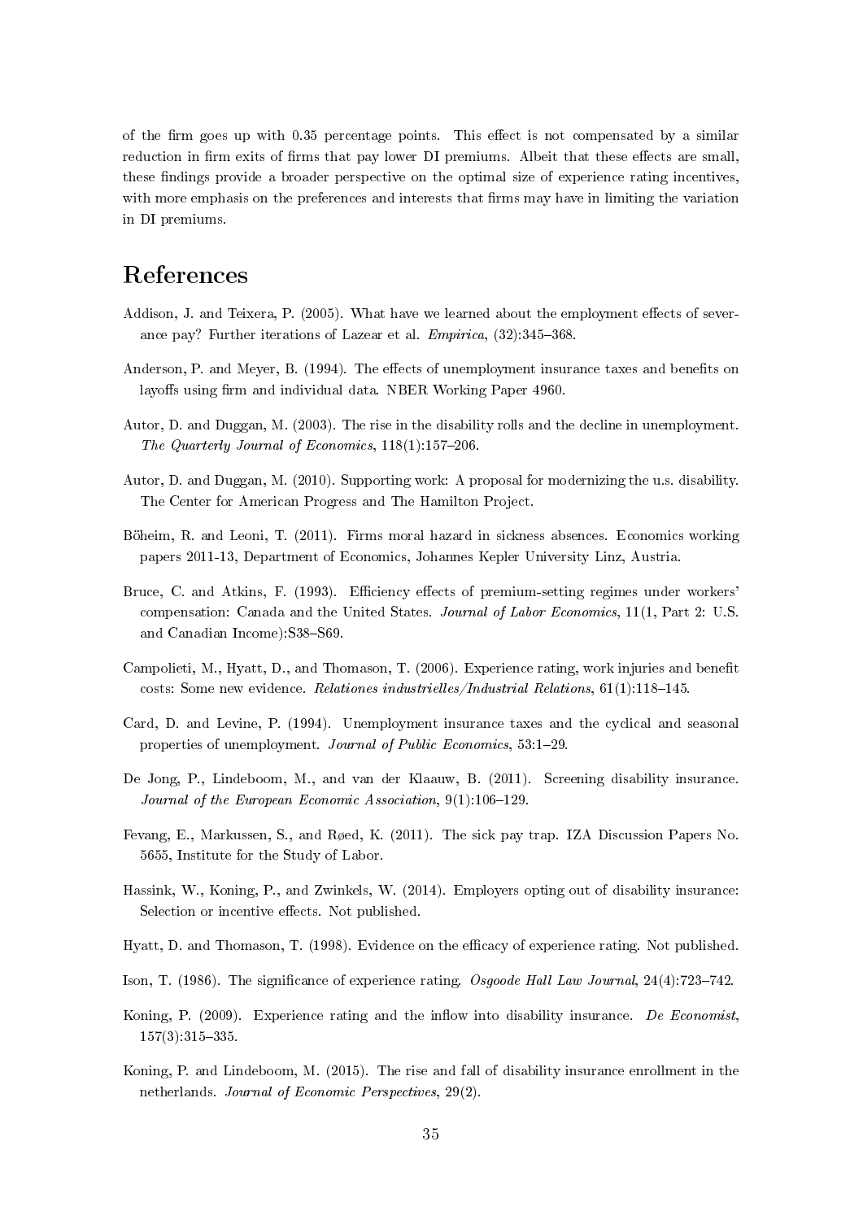of the firm goes up with 0.35 percentage points. This effect is not compensated by a similar reduction in firm exits of firms that pay lower DI premiums. Albeit that these effects are small, these findings provide a broader perspective on the optimal size of experience rating incentives, with more emphasis on the preferences and interests that firms may have in limiting the variation in DI premiums.

# References

Addison, J. and Teixera, P. (2005). What have we learned about the employment effects of severance pay? Further iterations of Lazear et al. *Empirica*, (32):345–368.

Anderson, P. and Meyer, B. (1994). The effects of unemployment insurance taxes and benefits on layoffs using firm and individual data. NBER Working Paper 4960.

Autor, D. and Duggan, M. (2003). The rise in the disability rolls and the decline in unemployment. *The Quarterly Journal of Economics*, 118(1):157–206.

Autor, D. and Duggan, M. (2010). Supporting work: A proposal for modernizing the u.s. disability. The Center for American Progress and The Hamilton Project.

Böheim, R. and Leoni, T. (2011). Firms moral hazard in sickness absences. Economics working papers 2011-13, Department of Economics, Johannes Kepler University Linz, Austria.

Bruce, C. and Atkins, F. (1993). Efficiency effects of premium-setting regimes under workers' compensation: Canada and the United States. *Journal of Labor Economics*, 11(1, Part 2: U.S. and Canadian Income):S38–S69.

Campolieti, M., Hyatt, D., and Thomason, T. (2006). Experience rating, work injuries and benefit costs: Some new evidence. *Relationes industrielles/Industrial Relations*, 61(1):118–145.

Card, D. and Levine, P. (1994). Unemployment insurance taxes and the cyclical and seasonal properties of unemployment. *Journal of Public Economics*, 53:1–29.

De Jong, P., Lindeboom, M., and van der Klaauw, B. (2011). Screening disability insurance. *Journal of the European Economic Association*, 9(1):106–129.

Fevang, E., Markussen, S., and Røed, K. (2011). The sick pay trap. IZA Discussion Papers No. 5655, Institute for the Study of Labor.

Hassink, W., Koning, P., and Zwinkels, W. (2014). Employers opting out of disability insurance: Selection or incentive effects. Not published.

Hyatt, D. and Thomason, T. (1998). Evidence on the efficacy of experience rating. Not published.

Ison, T. (1986). The significance of experience rating. *Osgoode Hall Law Journal*, 24(4):723–742.

Koning, P. (2009). Experience rating and the inflow into disability insurance. *De Economist*, 157(3):315–335.

Koning, P. and Lindeboom, M. (2015). The rise and fall of disability insurance enrollment in the netherlands. *Journal of Economic Perspectives*, 29(2).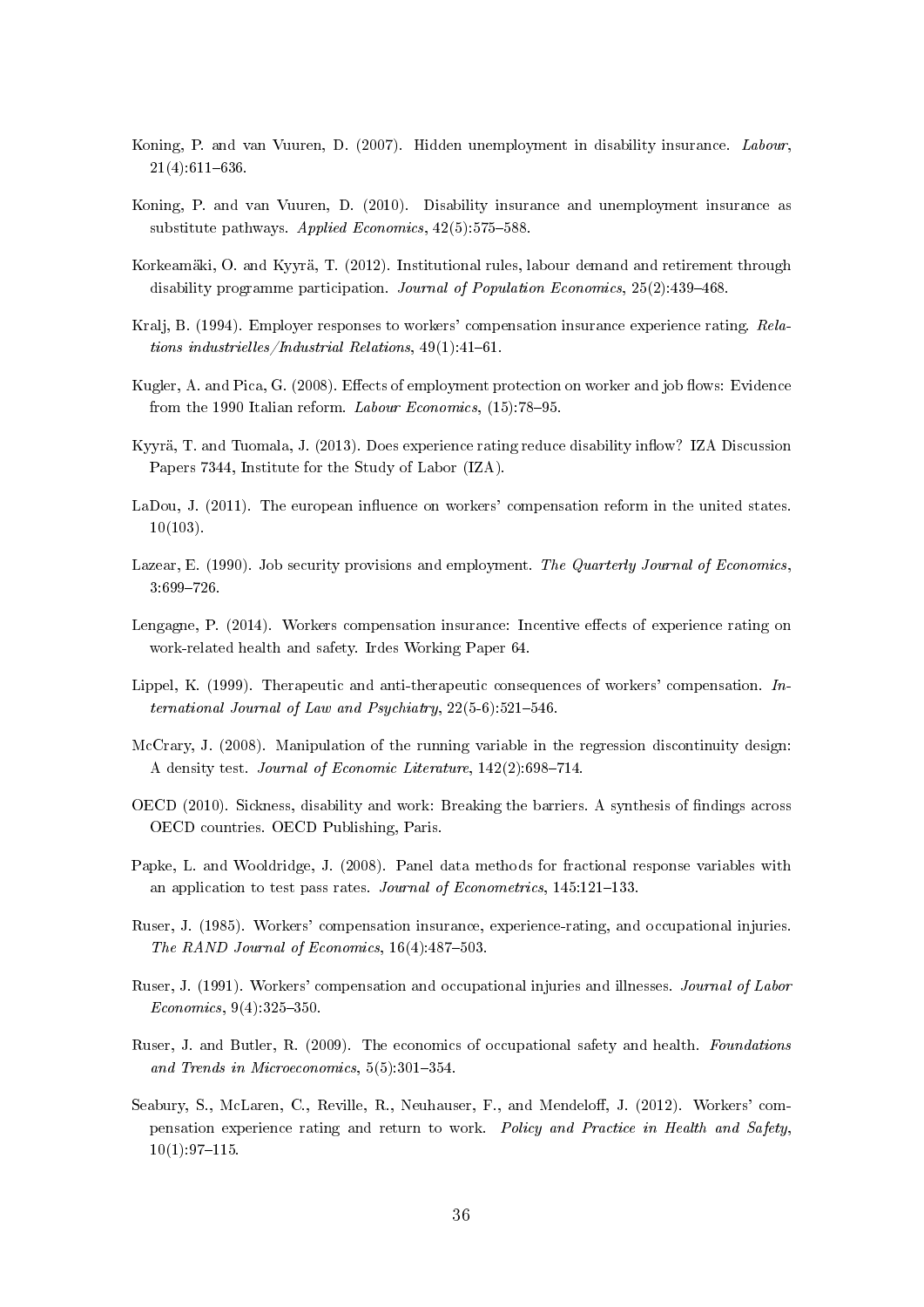Koning, P. and van Vuuren, D. (2007). Hidden unemployment in disability insurance. *Labour*, 21(4):611–636.

Koning, P. and van Vuuren, D. (2010). Disability insurance and unemployment insurance as substitute pathways. *Applied Economics*, 42(5):575–588.

Korkeamäki, O. and Kyyrä, T. (2012). Institutional rules, labour demand and retirement through disability programme participation. *Journal of Population Economics*, 25(2):439–468.

Kralj, B. (1994). Employer responses to workers' compensation insurance experience rating. *Relations industrielles/Industrial Relations*, 49(1):41–61.

Kugler, A. and Pica, G. (2008). Effects of employment protection on worker and job flows: Evidence from the 1990 Italian reform. *Labour Economics*, (15):78–95.

Kyyrä, T. and Tuomala, J. (2013). Does experience rating reduce disability inflow? IZA Discussion Papers 7344, Institute for the Study of Labor (IZA).

LaDou, J. (2011). The european influence on workers' compensation reform in the united states. 10(103).

Lazear, E. (1990). Job security provisions and employment. *The Quarterly Journal of Economics*, 3:699–726.

Lengagne, P. (2014). Workers compensation insurance: Incentive effects of experience rating on work-related health and safety. Irdes Working Paper 64.

Lippel, K. (1999). Therapeutic and anti-therapeutic consequences of workers' compensation. *International Journal of Law and Psychiatry*, 22(5-6):521–546.

McCrary, J. (2008). Manipulation of the running variable in the regression discontinuity design: A density test. *Journal of Economic Literature*, 142(2):698–714.

OECD (2010). Sickness, disability and work: Breaking the barriers. A synthesis of findings across OECD countries. OECD Publishing, Paris.

Papke, L. and Wooldridge, J. (2008). Panel data methods for fractional response variables with an application to test pass rates. *Journal of Econometrics*, 145:121–133.

Ruser, J. (1985). Workers' compensation insurance, experience-rating, and occupational injuries. *The RAND Journal of Economics*, 16(4):487–503.

Ruser, J. (1991). Workers' compensation and occupational injuries and illnesses. *Journal of Labor Economics*, 9(4):325–350.

Ruser, J. and Butler, R. (2009). The economics of occupational safety and health. *Foundations and Trends in Microeconomics*, 5(5):301–354.

Seabury, S., McLaren, C., Reville, R., Neuhauser, F., and Mendeloff, J. (2012). Workers' compensation experience rating and return to work. *Policy and Practice in Health and Safety*, 10(1):97–115.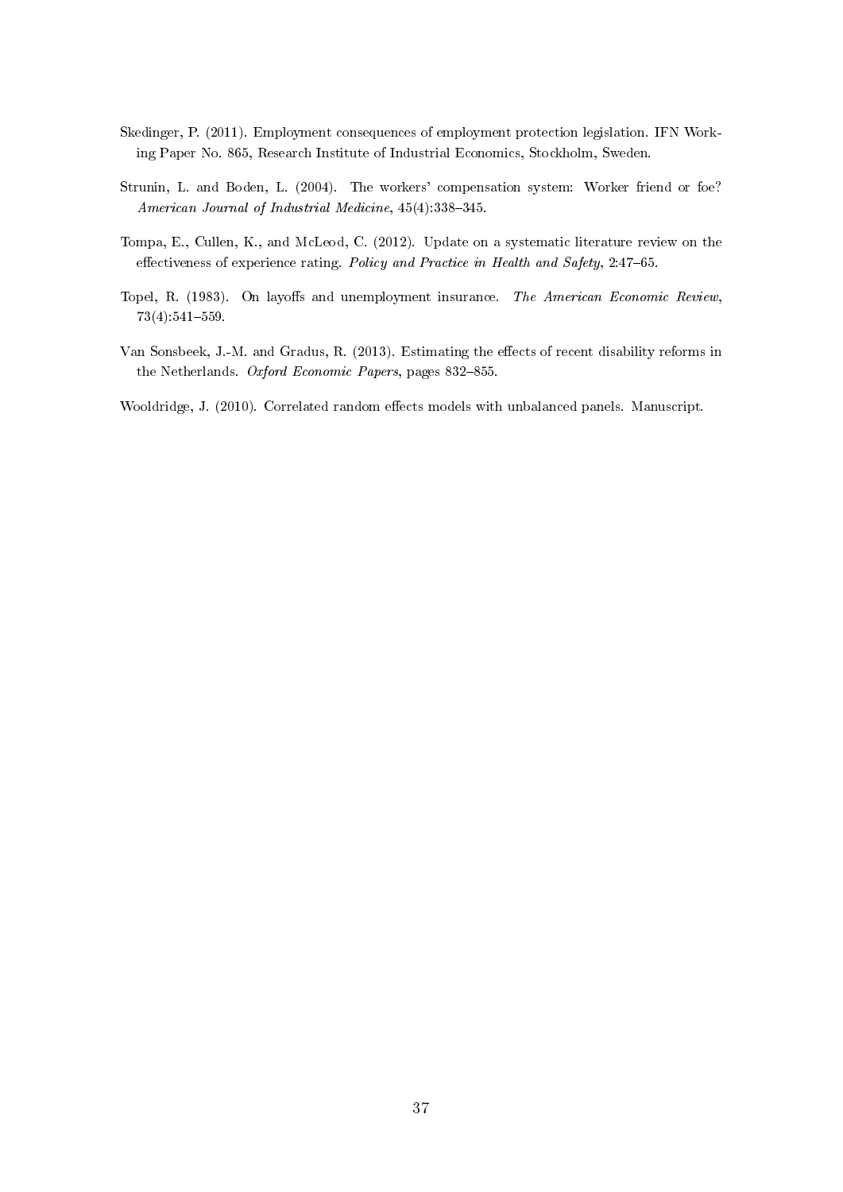Skedinger, P. (2011). Employment consequences of employment protection legislation. IFN Working Paper No. 865, Research Institute of Industrial Economics, Stockholm, Sweden.

Strunin, L. and Boden, L. (2004). The workers' compensation system: Worker friend or foe? *American Journal of Industrial Medicine*, 45(4):338–345.

Tompa, E., Cullen, K., and McLeod, C. (2012). Update on a systematic literature review on the effectiveness of experience rating. *Policy and Practice in Health and Safety*, 2:47–65.

Topel, R. (1983). On layoffs and unemployment insurance. *The American Economic Review*, 73(4):541–559.

Van Sonsbeek, J.-M. and Gradus, R. (2013). Estimating the effects of recent disability reforms in the Netherlands. *Oxford Economic Papers*, pages 832–855.

Wooldridge, J. (2010). Correlated random effects models with unbalanced panels. Manuscript.